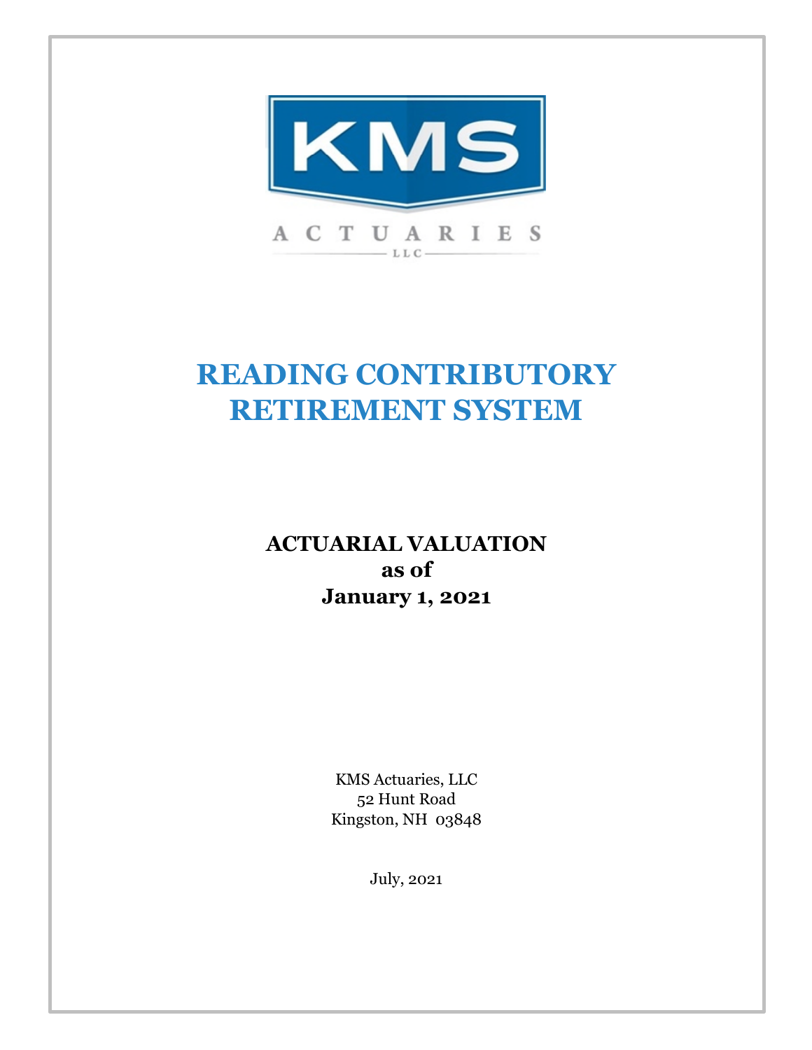KMS

ACTUARIES

LLC

# READING CONTRIBUTORY RETIREMENT SYSTEM

## ACTUARIAL VALUATION as of January 1, 2021

KMS Actuaries, LLC
52 Hunt Road
Kingston, NH 03848

July, 2021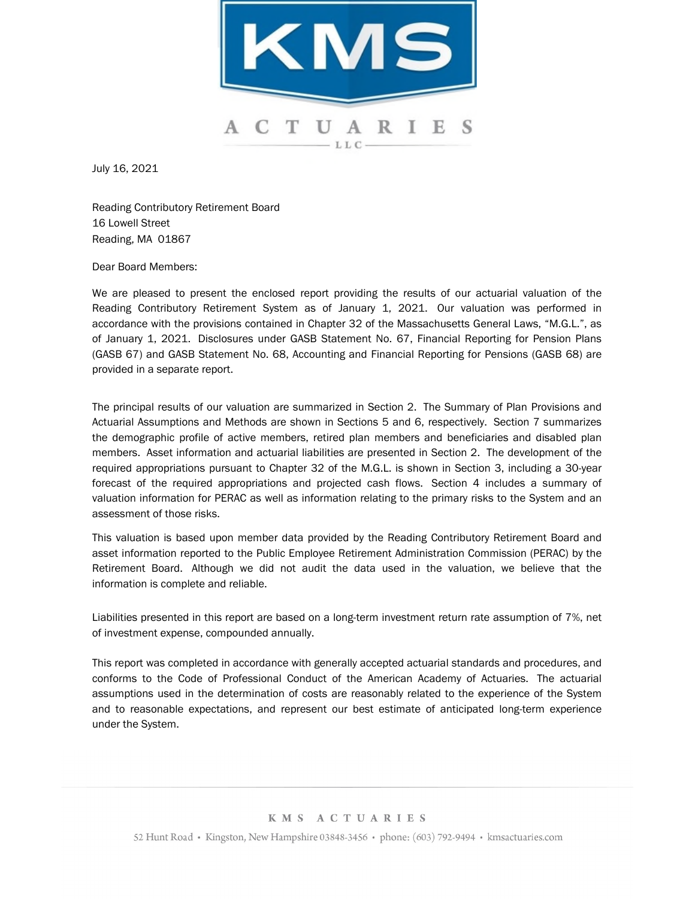# KMS ACTUARIES LLC

July 16, 2021

Reading Contributory Retirement Board
16 Lowell Street
Reading, MA 01867

Dear Board Members:

We are pleased to present the enclosed report providing the results of our actuarial valuation of the Reading Contributory Retirement System as of January 1, 2021. Our valuation was performed in accordance with the provisions contained in Chapter 32 of the Massachusetts General Laws, "M.G.L.", as of January 1, 2021. Disclosures under GASB Statement No. 67, Financial Reporting for Pension Plans (GASB 67) and GASB Statement No. 68, Accounting and Financial Reporting for Pensions (GASB 68) are provided in a separate report.

The principal results of our valuation are summarized in Section 2. The Summary of Plan Provisions and Actuarial Assumptions and Methods are shown in Sections 5 and 6, respectively. Section 7 summarizes the demographic profile of active members, retired plan members and beneficiaries and disabled plan members. Asset information and actuarial liabilities are presented in Section 2. The development of the required appropriations pursuant to Chapter 32 of the M.G.L. is shown in Section 3, including a 30-year forecast of the required appropriations and projected cash flows. Section 4 includes a summary of valuation information for PERAC as well as information relating to the primary risks to the System and an assessment of those risks.

This valuation is based upon member data provided by the Reading Contributory Retirement Board and asset information reported to the Public Employee Retirement Administration Commission (PERAC) by the Retirement Board. Although we did not audit the data used in the valuation, we believe that the information is complete and reliable.

Liabilities presented in this report are based on a long-term investment return rate assumption of 7%, net of investment expense, compounded annually.

This report was completed in accordance with generally accepted actuarial standards and procedures, and conforms to the Code of Professional Conduct of the American Academy of Actuaries. The actuarial assumptions used in the determination of costs are reasonably related to the experience of the System and to reasonable expectations, and represent our best estimate of anticipated long-term experience under the System.

KMS ACTUARIES

52 Hunt Road • Kingston, New Hampshire 03848-3456 • phone: (603) 792-9494 • kmsactuaries.com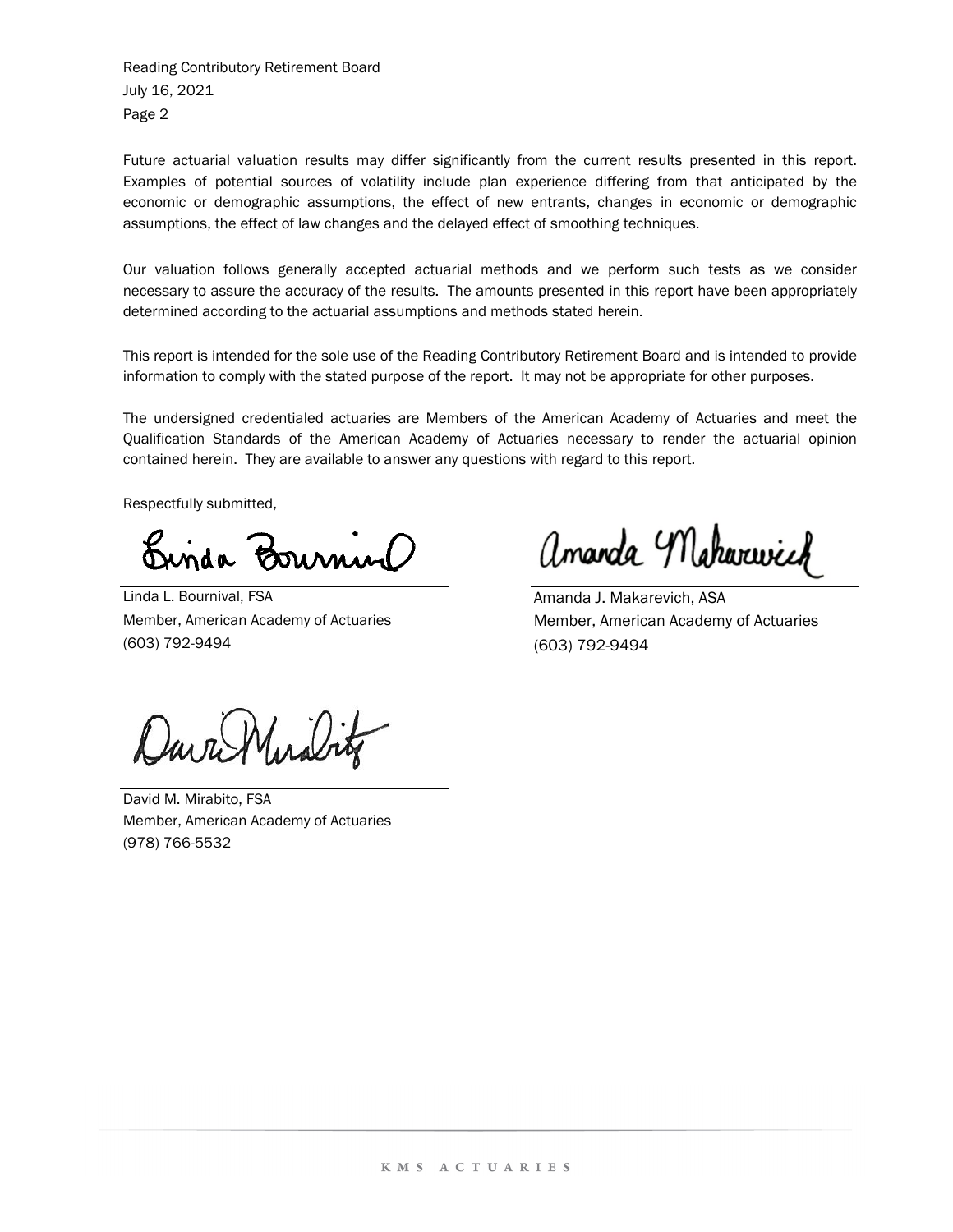Future actuarial valuation results may differ significantly from the current results presented in this report. Examples of potential sources of volatility include plan experience differing from that anticipated by the economic or demographic assumptions, the effect of new entrants, changes in economic or demographic assumptions, the effect of law changes and the delayed effect of smoothing techniques.

Our valuation follows generally accepted actuarial methods and we perform such tests as we consider necessary to assure the accuracy of the results. The amounts presented in this report have been appropriately determined according to the actuarial assumptions and methods stated herein.

This report is intended for the sole use of the Reading Contributory Retirement Board and is intended to provide information to comply with the stated purpose of the report. It may not be appropriate for other purposes.

The undersigned credentialed actuaries are Members of the American Academy of Actuaries and meet the Qualification Standards of the American Academy of Actuaries necessary to render the actuarial opinion contained herein. They are available to answer any questions with regard to this report.

Respectfully submitted,

Linda L. Bournival, FSA
Member, American Academy of Actuaries
(603) 792-9494

Amanda J. Makarevich, ASA
Member, American Academy of Actuaries
(603) 792-9494

David M. Mirabito, FSA
Member, American Academy of Actuaries
(978) 766-5532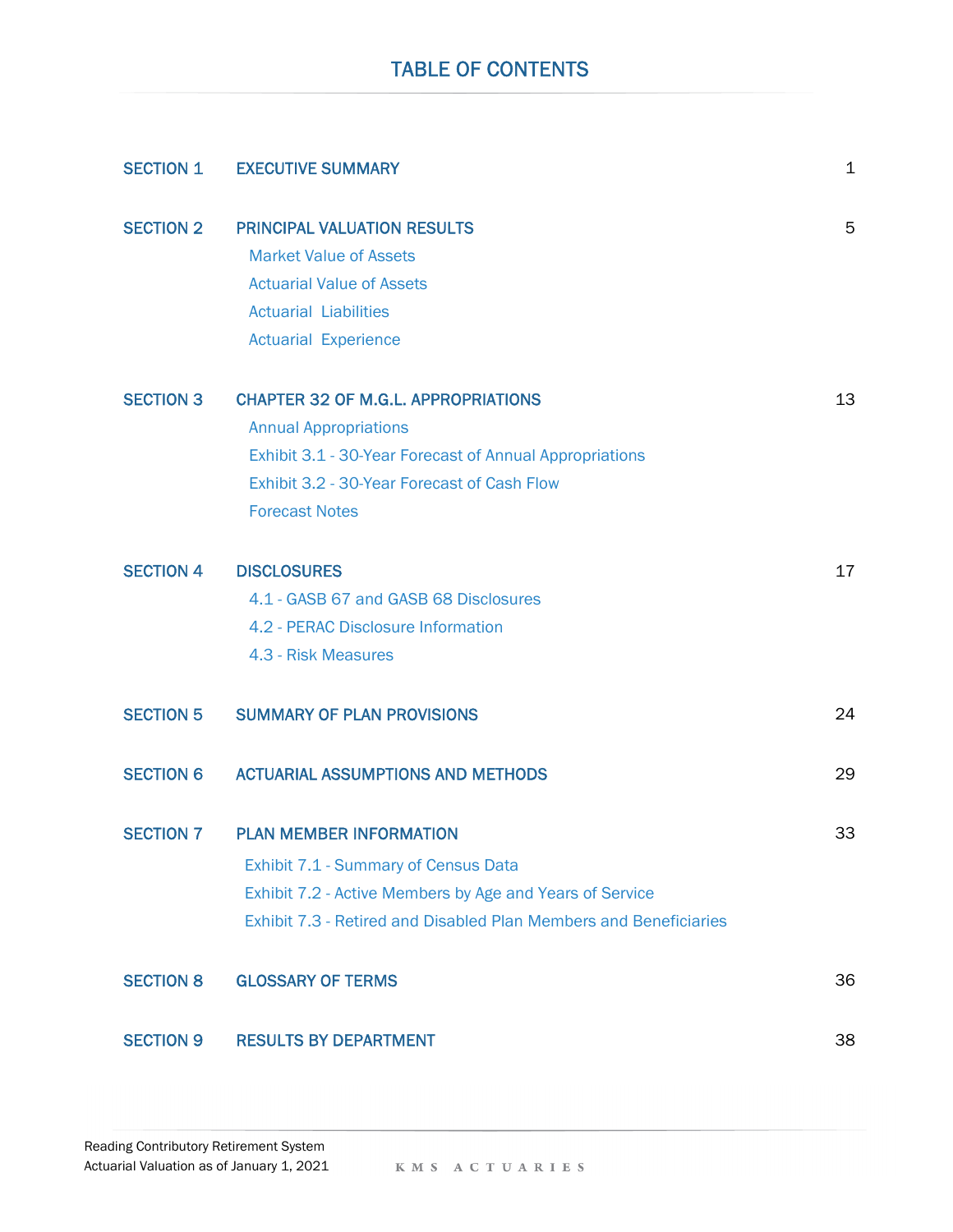# TABLE OF CONTENTS

| | | |
|---|---|---|
| SECTION 1 | EXECUTIVE SUMMARY | 1 |
| SECTION 2 | PRINCIPAL VALUATION RESULTS | 5 |
| | Market Value of Assets | |
| | Actuarial Value of Assets | |
| | Actuarial Liabilities | |
| | Actuarial Experience | |
| SECTION 3 | CHAPTER 32 OF M.G.L. APPROPRIATIONS | 13 |
| | Annual Appropriations | |
| | Exhibit 3.1 - 30-Year Forecast of Annual Appropriations | |
| | Exhibit 3.2 - 30-Year Forecast of Cash Flow | |
| | Forecast Notes | |
| SECTION 4 | DISCLOSURES | 17 |
| | 4.1 - GASB 67 and GASB 68 Disclosures | |
| | 4.2 - PERAC Disclosure Information | |
| | 4.3 - Risk Measures | |
| SECTION 5 | SUMMARY OF PLAN PROVISIONS | 24 |
| SECTION 6 | ACTUARIAL ASSUMPTIONS AND METHODS | 29 |
| SECTION 7 | PLAN MEMBER INFORMATION | 33 |
| | Exhibit 7.1 - Summary of Census Data | |
| | Exhibit 7.2 - Active Members by Age and Years of Service | |
| | Exhibit 7.3 - Retired and Disabled Plan Members and Beneficiaries | |
| SECTION 8 | GLOSSARY OF TERMS | 36 |
| SECTION 9 | RESULTS BY DEPARTMENT | 38 |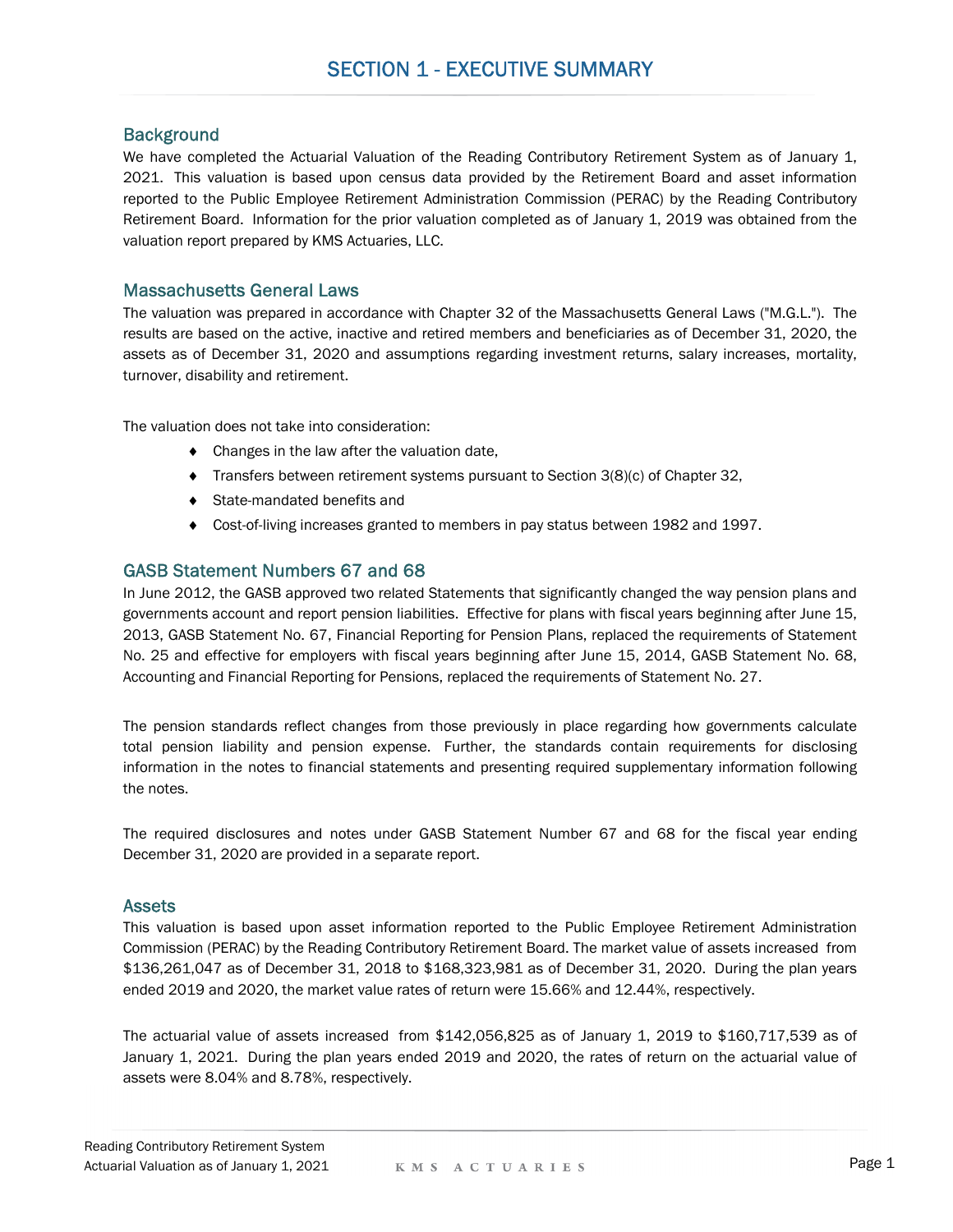# SECTION 1 - EXECUTIVE SUMMARY

## Background

We have completed the Actuarial Valuation of the Reading Contributory Retirement System as of January 1, 2021. This valuation is based upon census data provided by the Retirement Board and asset information reported to the Public Employee Retirement Administration Commission (PERAC) by the Reading Contributory Retirement Board. Information for the prior valuation completed as of January 1, 2019 was obtained from the valuation report prepared by KMS Actuaries, LLC.

## Massachusetts General Laws

The valuation was prepared in accordance with Chapter 32 of the Massachusetts General Laws ("M.G.L."). The results are based on the active, inactive and retired members and beneficiaries as of December 31, 2020, the assets as of December 31, 2020 and assumptions regarding investment returns, salary increases, mortality, turnover, disability and retirement.

The valuation does not take into consideration:

- Changes in the law after the valuation date,
- Transfers between retirement systems pursuant to Section 3(8)(c) of Chapter 32,
- State-mandated benefits and
- Cost-of-living increases granted to members in pay status between 1982 and 1997.

## GASB Statement Numbers 67 and 68

In June 2012, the GASB approved two related Statements that significantly changed the way pension plans and governments account and report pension liabilities. Effective for plans with fiscal years beginning after June 15, 2013, GASB Statement No. 67, Financial Reporting for Pension Plans, replaced the requirements of Statement No. 25 and effective for employers with fiscal years beginning after June 15, 2014, GASB Statement No. 68, Accounting and Financial Reporting for Pensions, replaced the requirements of Statement No. 27.

The pension standards reflect changes from those previously in place regarding how governments calculate total pension liability and pension expense. Further, the standards contain requirements for disclosing information in the notes to financial statements and presenting required supplementary information following the notes.

The required disclosures and notes under GASB Statement Number 67 and 68 for the fiscal year ending December 31, 2020 are provided in a separate report.

## Assets

This valuation is based upon asset information reported to the Public Employee Retirement Administration Commission (PERAC) by the Reading Contributory Retirement Board. The market value of assets increased from $136,261,047 as of December 31, 2018 to $168,323,981 as of December 31, 2020. During the plan years ended 2019 and 2020, the market value rates of return were 15.66% and 12.44%, respectively.

The actuarial value of assets increased from $142,056,825 as of January 1, 2019 to $160,717,539 as of January 1, 2021. During the plan years ended 2019 and 2020, the rates of return on the actuarial value of assets were 8.04% and 8.78%, respectively.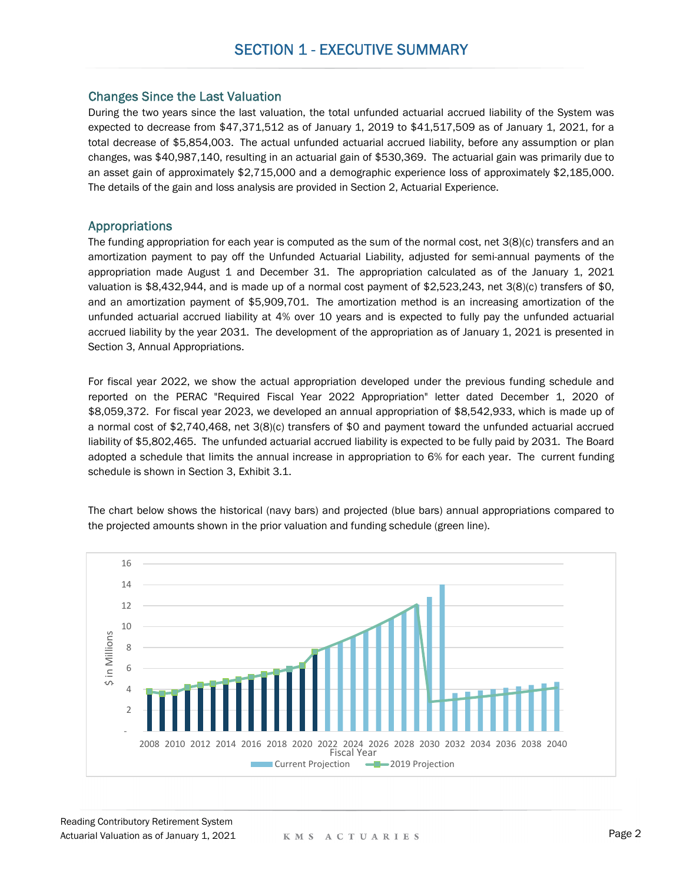# SECTION 1 - EXECUTIVE SUMMARY

## Changes Since the Last Valuation

During the two years since the last valuation, the total unfunded actuarial accrued liability of the System was expected to decrease from $47,371,512 as of January 1, 2019 to $41,517,509 as of January 1, 2021, for a total decrease of $5,854,003. The actual unfunded actuarial accrued liability, before any assumption or plan changes, was $40,987,140, resulting in an actuarial gain of $530,369. The actuarial gain was primarily due to an asset gain of approximately $2,715,000 and a demographic experience loss of approximately $2,185,000. The details of the gain and loss analysis are provided in Section 2, Actuarial Experience.

## Appropriations

The funding appropriation for each year is computed as the sum of the normal cost, net 3(8)(c) transfers and an amortization payment to pay off the Unfunded Actuarial Liability, adjusted for semi-annual payments of the appropriation made August 1 and December 31. The appropriation calculated as of the January 1, 2021 valuation is $8,432,944, and is made up of a normal cost payment of $2,523,243, net 3(8)(c) transfers of $0, and an amortization payment of $5,909,701. The amortization method is an increasing amortization of the unfunded actuarial accrued liability at 4% over 10 years and is expected to fully pay the unfunded actuarial accrued liability by the year 2031. The development of the appropriation as of January 1, 2021 is presented in Section 3, Annual Appropriations.

For fiscal year 2022, we show the actual appropriation developed under the previous funding schedule and reported on the PERAC "Required Fiscal Year 2022 Appropriation" letter dated December 1, 2020 of $8,059,372. For fiscal year 2023, we developed an annual appropriation of $8,542,933, which is made up of a normal cost of $2,740,468, net 3(8)(c) transfers of $0 and payment toward the unfunded actuarial accrued liability of $5,802,465. The unfunded actuarial accrued liability is expected to be fully paid by 2031. The Board adopted a schedule that limits the annual increase in appropriation to 6% for each year. The current funding schedule is shown in Section 3, Exhibit 3.1.

The chart below shows the historical (navy bars) and projected (blue bars) annual appropriations compared to the projected amounts shown in the prior valuation and funding schedule (green line).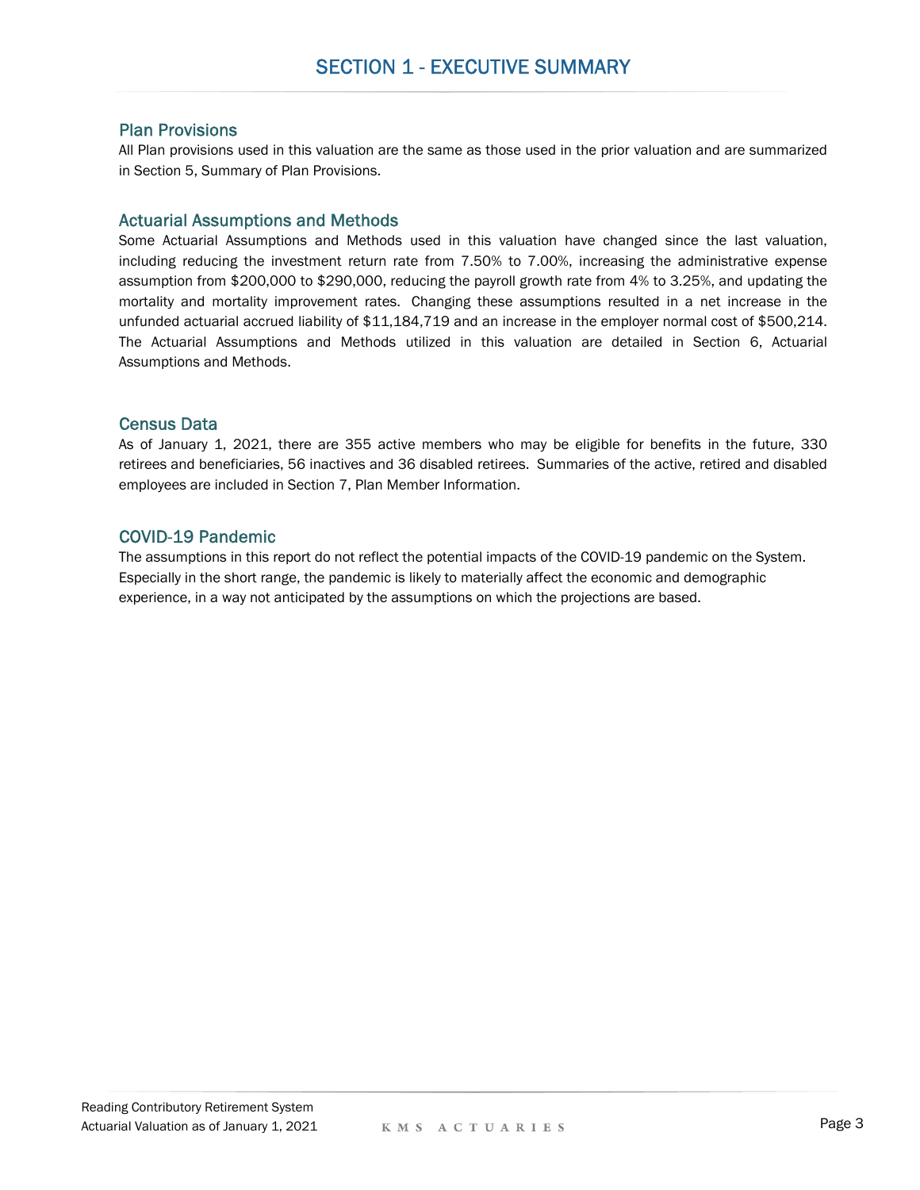# SECTION 1 - EXECUTIVE SUMMARY

## Plan Provisions

All Plan provisions used in this valuation are the same as those used in the prior valuation and are summarized in Section 5, Summary of Plan Provisions.

## Actuarial Assumptions and Methods

Some Actuarial Assumptions and Methods used in this valuation have changed since the last valuation, including reducing the investment return rate from 7.50% to 7.00%, increasing the administrative expense assumption from $200,000 to $290,000, reducing the payroll growth rate from 4% to 3.25%, and updating the mortality and mortality improvement rates. Changing these assumptions resulted in a net increase in the unfunded actuarial accrued liability of $11,184,719 and an increase in the employer normal cost of $500,214. The Actuarial Assumptions and Methods utilized in this valuation are detailed in Section 6, Actuarial Assumptions and Methods.

## Census Data

As of January 1, 2021, there are 355 active members who may be eligible for benefits in the future, 330 retirees and beneficiaries, 56 inactives and 36 disabled retirees. Summaries of the active, retired and disabled employees are included in Section 7, Plan Member Information.

## COVID-19 Pandemic

The assumptions in this report do not reflect the potential impacts of the COVID-19 pandemic on the System. Especially in the short range, the pandemic is likely to materially affect the economic and demographic experience, in a way not anticipated by the assumptions on which the projections are based.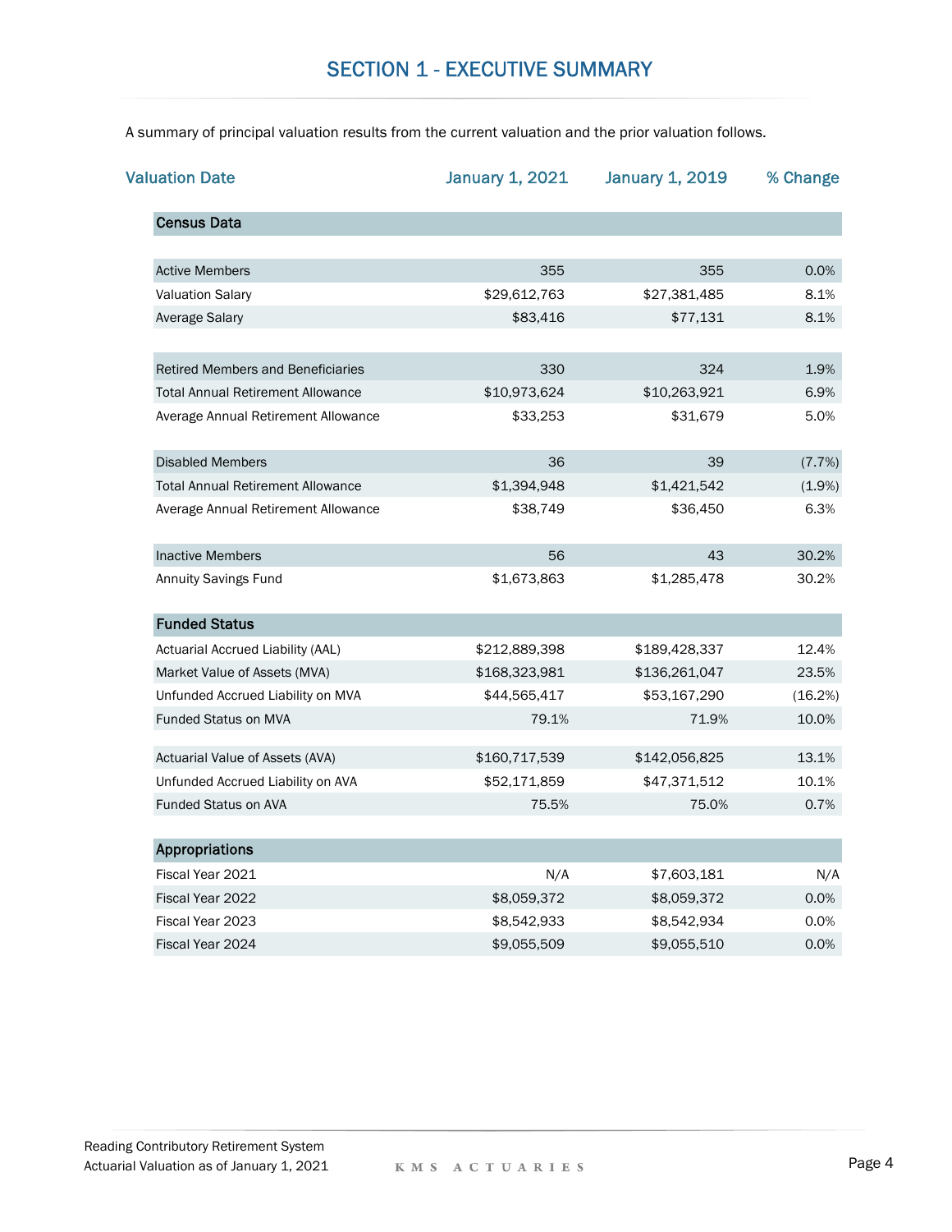# SECTION 1 - EXECUTIVE SUMMARY

A summary of principal valuation results from the current valuation and the prior valuation follows.

| Valuation Date | January 1, 2021 | January 1, 2019 | % Change |
|---|---|---|---|
| **Census Data** | | | |
| Active Members | 355 | 355 | 0.0% |
| Valuation Salary | $29,612,763 | $27,381,485 | 8.1% |
| Average Salary | $83,416 | $77,131 | 8.1% |
| Retired Members and Beneficiaries | 330 | 324 | 1.9% |
| Total Annual Retirement Allowance | $10,973,624 | $10,263,921 | 6.9% |
| Average Annual Retirement Allowance | $33,253 | $31,679 | 5.0% |
| Disabled Members | 36 | 39 | (7.7%) |
| Total Annual Retirement Allowance | $1,394,948 | $1,421,542 | (1.9%) |
| Average Annual Retirement Allowance | $38,749 | $36,450 | 6.3% |
| Inactive Members | 56 | 43 | 30.2% |
| Annuity Savings Fund | $1,673,863 | $1,285,478 | 30.2% |
| **Funded Status** | | | |
| Actuarial Accrued Liability (AAL) | $212,889,398 | $189,428,337 | 12.4% |
| Market Value of Assets (MVA) | $168,323,981 | $136,261,047 | 23.5% |
| Unfunded Accrued Liability on MVA | $44,565,417 | $53,167,290 | (16.2%) |
| Funded Status on MVA | 79.1% | 71.9% | 10.0% |
| Actuarial Value of Assets (AVA) | $160,717,539 | $142,056,825 | 13.1% |
| Unfunded Accrued Liability on AVA | $52,171,859 | $47,371,512 | 10.1% |
| Funded Status on AVA | 75.5% | 75.0% | 0.7% |
| **Appropriations** | | | |
| Fiscal Year 2021 | N/A | $7,603,181 | N/A |
| Fiscal Year 2022 | $8,059,372 | $8,059,372 | 0.0% |
| Fiscal Year 2023 | $8,542,933 | $8,542,934 | 0.0% |
| Fiscal Year 2024 | $9,055,509 | $9,055,510 | 0.0% |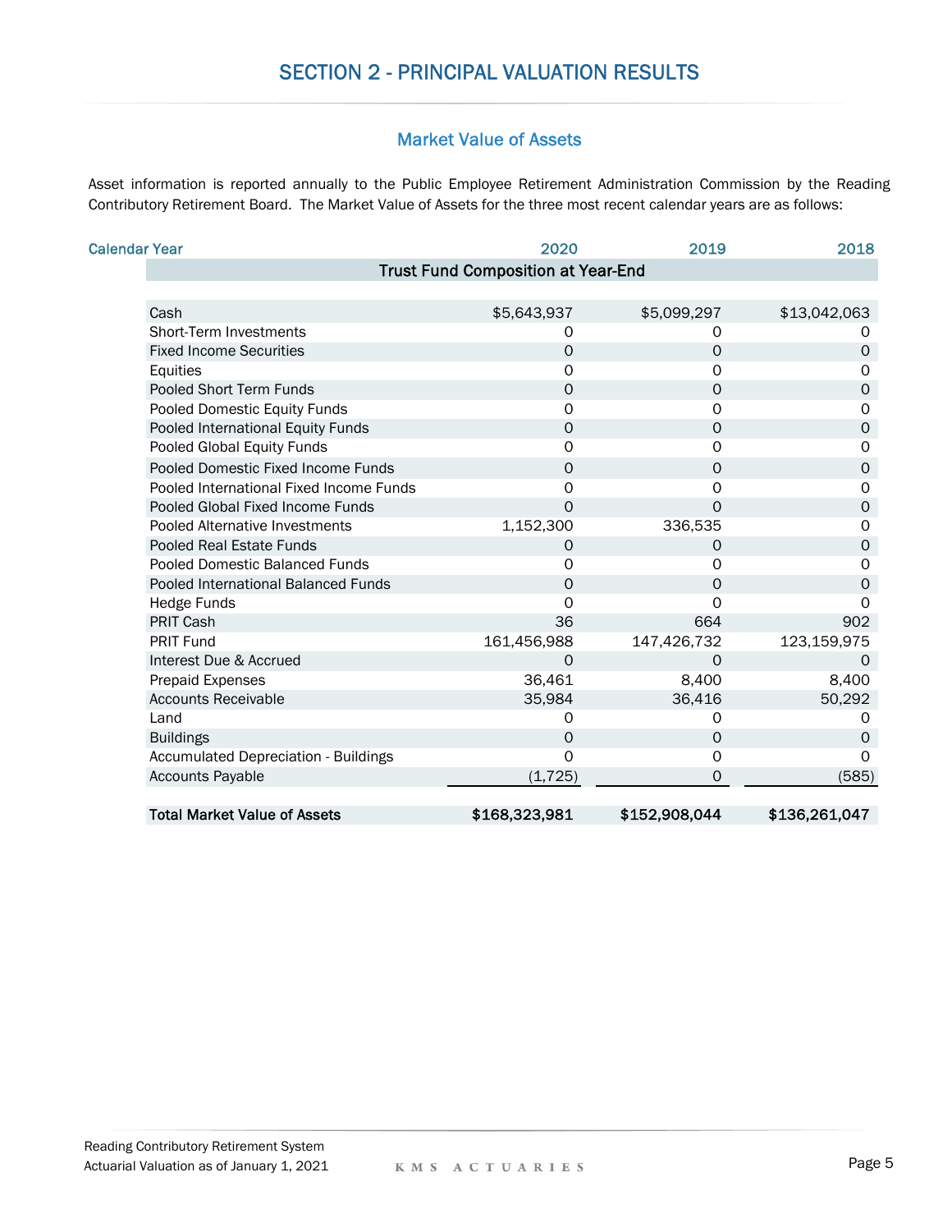# SECTION 2 - PRINCIPAL VALUATION RESULTS

## Market Value of Assets

Asset information is reported annually to the Public Employee Retirement Administration Commission by the Reading Contributory Retirement Board. The Market Value of Assets for the three most recent calendar years are as follows:

| Calendar Year | 2020 | 2019 | 2018 |
|---|---|---|---|
| **Trust Fund Composition at Year-End** | | | |
| Cash | $5,643,937 | $5,099,297 | $13,042,063 |
| Short-Term Investments | 0 | 0 | 0 |
| Fixed Income Securities | 0 | 0 | 0 |
| Equities | 0 | 0 | 0 |
| Pooled Short Term Funds | 0 | 0 | 0 |
| Pooled Domestic Equity Funds | 0 | 0 | 0 |
| Pooled International Equity Funds | 0 | 0 | 0 |
| Pooled Global Equity Funds | 0 | 0 | 0 |
| Pooled Domestic Fixed Income Funds | 0 | 0 | 0 |
| Pooled International Fixed Income Funds | 0 | 0 | 0 |
| Pooled Global Fixed Income Funds | 0 | 0 | 0 |
| Pooled Alternative Investments | 1,152,300 | 336,535 | 0 |
| Pooled Real Estate Funds | 0 | 0 | 0 |
| Pooled Domestic Balanced Funds | 0 | 0 | 0 |
| Pooled International Balanced Funds | 0 | 0 | 0 |
| Hedge Funds | 0 | 0 | 0 |
| PRIT Cash | 36 | 664 | 902 |
| PRIT Fund | 161,456,988 | 147,426,732 | 123,159,975 |
| Interest Due & Accrued | 0 | 0 | 0 |
| Prepaid Expenses | 36,461 | 8,400 | 8,400 |
| Accounts Receivable | 35,984 | 36,416 | 50,292 |
| Land | 0 | 0 | 0 |
| Buildings | 0 | 0 | 0 |
| Accumulated Depreciation - Buildings | 0 | 0 | 0 |
| Accounts Payable | (1,725) | 0 | (585) |
| **Total Market Value of Assets** | **$168,323,981** | **$152,908,044** | **$136,261,047** |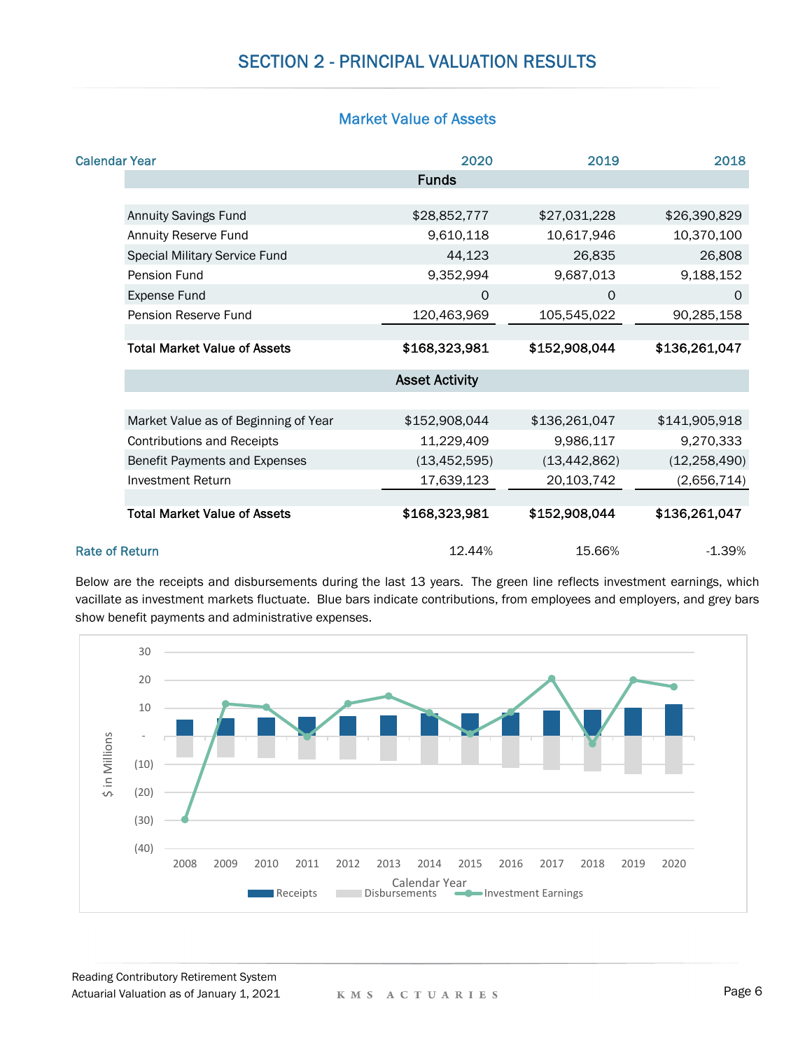# SECTION 2 - PRINCIPAL VALUATION RESULTS

## Market Value of Assets

| Calendar Year | 2020 | 2019 | 2018 |
|---|---|---|---|
| **Funds** | | | |
| Annuity Savings Fund | $28,852,777 | $27,031,228 | $26,390,829 |
| Annuity Reserve Fund | 9,610,118 | 10,617,946 | 10,370,100 |
| Special Military Service Fund | 44,123 | 26,835 | 26,808 |
| Pension Fund | 9,352,994 | 9,687,013 | 9,188,152 |
| Expense Fund | 0 | 0 | 0 |
| Pension Reserve Fund | 120,463,969 | 105,545,022 | 90,285,158 |
| **Total Market Value of Assets** | **$168,323,981** | **$152,908,044** | **$136,261,047** |
| **Asset Activity** | | | |
| Market Value as of Beginning of Year | $152,908,044 | $136,261,047 | $141,905,918 |
| Contributions and Receipts | 11,229,409 | 9,986,117 | 9,270,333 |
| Benefit Payments and Expenses | (13,452,595) | (13,442,862) | (12,258,490) |
| Investment Return | 17,639,123 | 20,103,742 | (2,656,714) |
| **Total Market Value of Assets** | **$168,323,981** | **$152,908,044** | **$136,261,047** |
| Rate of Return | 12.44% | 15.66% | -1.39% |

Below are the receipts and disbursements during the last 13 years. The green line reflects investment earnings, which vacillate as investment markets fluctuate. Blue bars indicate contributions, from employees and employers, and grey bars show benefit payments and administrative expenses.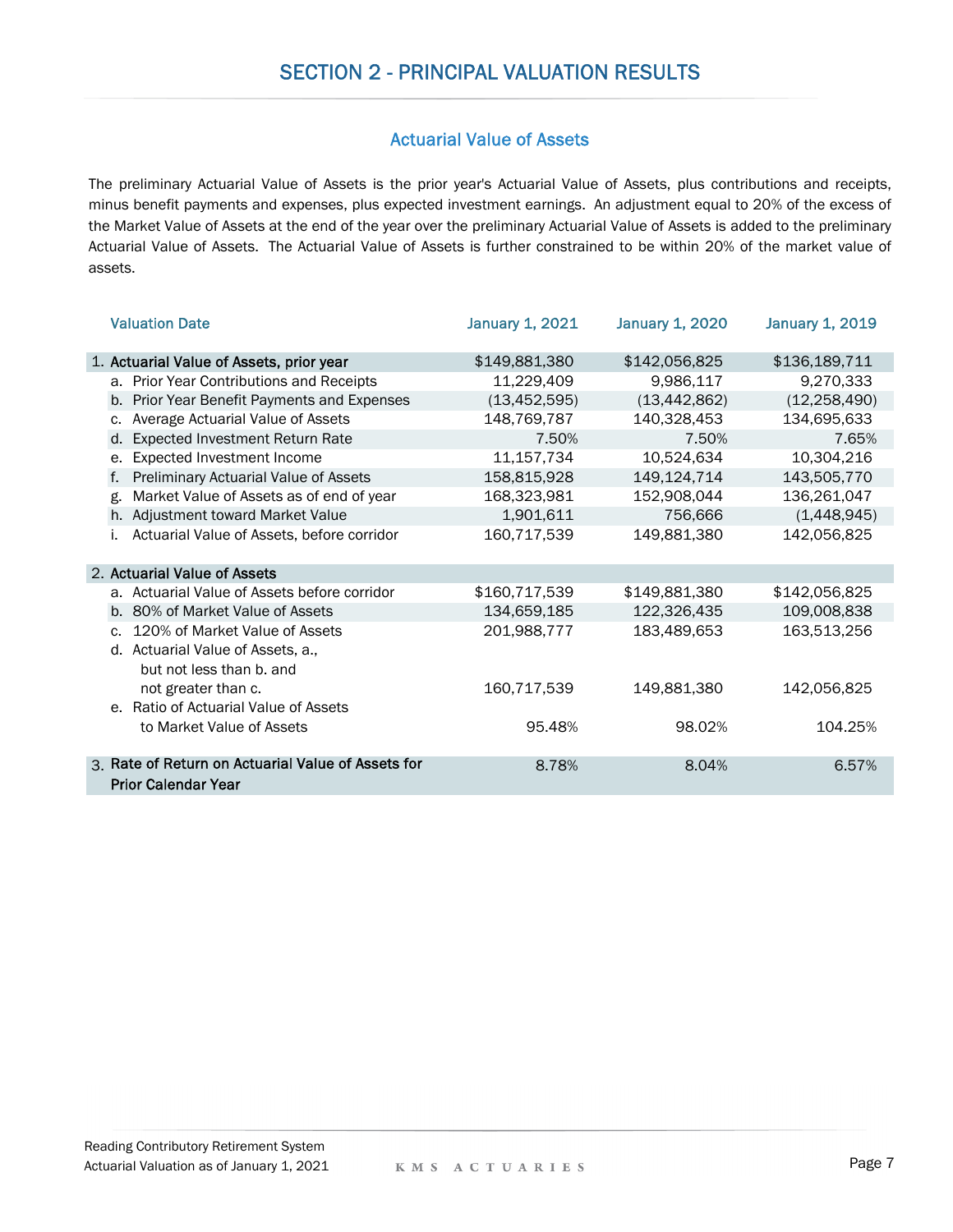# SECTION 2 - PRINCIPAL VALUATION RESULTS

## Actuarial Value of Assets

The preliminary Actuarial Value of Assets is the prior year's Actuarial Value of Assets, plus contributions and receipts, minus benefit payments and expenses, plus expected investment earnings. An adjustment equal to 20% of the excess of the Market Value of Assets at the end of the year over the preliminary Actuarial Value of Assets is added to the preliminary Actuarial Value of Assets. The Actuarial Value of Assets is further constrained to be within 20% of the market value of assets.

| Valuation Date | January 1, 2021 | January 1, 2020 | January 1, 2019 |
|---|---|---|---|
| **1. Actuarial Value of Assets, prior year** | $149,881,380 | $142,056,825 | $136,189,711 |
| a. Prior Year Contributions and Receipts | 11,229,409 | 9,986,117 | 9,270,333 |
| b. Prior Year Benefit Payments and Expenses | (13,452,595) | (13,442,862) | (12,258,490) |
| c. Average Actuarial Value of Assets | 148,769,787 | 140,328,453 | 134,695,633 |
| d. Expected Investment Return Rate | 7.50% | 7.50% | 7.65% |
| e. Expected Investment Income | 11,157,734 | 10,524,634 | 10,304,216 |
| f. Preliminary Actuarial Value of Assets | 158,815,928 | 149,124,714 | 143,505,770 |
| g. Market Value of Assets as of end of year | 168,323,981 | 152,908,044 | 136,261,047 |
| h. Adjustment toward Market Value | 1,901,611 | 756,666 | (1,448,945) |
| i. Actuarial Value of Assets, before corridor | 160,717,539 | 149,881,380 | 142,056,825 |
| **2. Actuarial Value of Assets** | | | |
| a. Actuarial Value of Assets before corridor | $160,717,539 | $149,881,380 | $142,056,825 |
| b. 80% of Market Value of Assets | 134,659,185 | 122,326,435 | 109,008,838 |
| c. 120% of Market Value of Assets | 201,988,777 | 183,489,653 | 163,513,256 |
| d. Actuarial Value of Assets, a., but not less than b. and not greater than c. | 160,717,539 | 149,881,380 | 142,056,825 |
| e. Ratio of Actuarial Value of Assets to Market Value of Assets | 95.48% | 98.02% | 104.25% |
| **3. Rate of Return on Actuarial Value of Assets for Prior Calendar Year** | 8.78% | 8.04% | 6.57% |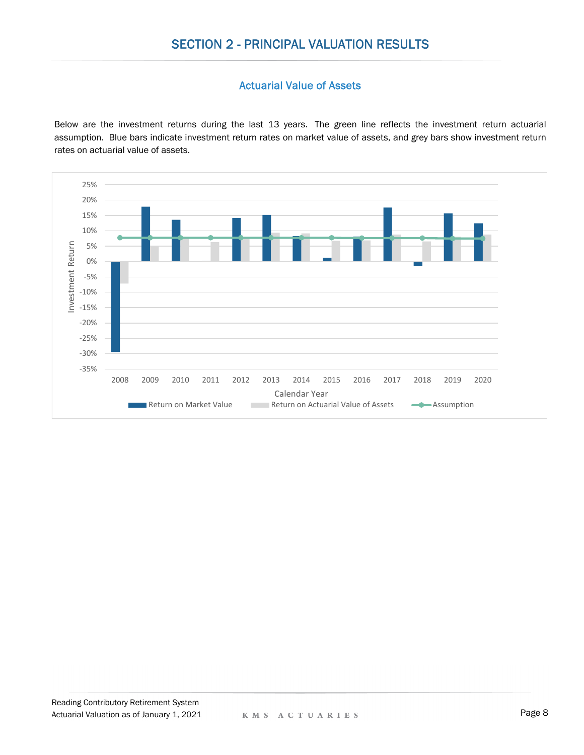# SECTION 2 - PRINCIPAL VALUATION RESULTS

## Actuarial Value of Assets

Below are the investment returns during the last 13 years. The green line reflects the investment return actuarial assumption. Blue bars indicate investment return rates on market value of assets, and grey bars show investment return rates on actuarial value of assets.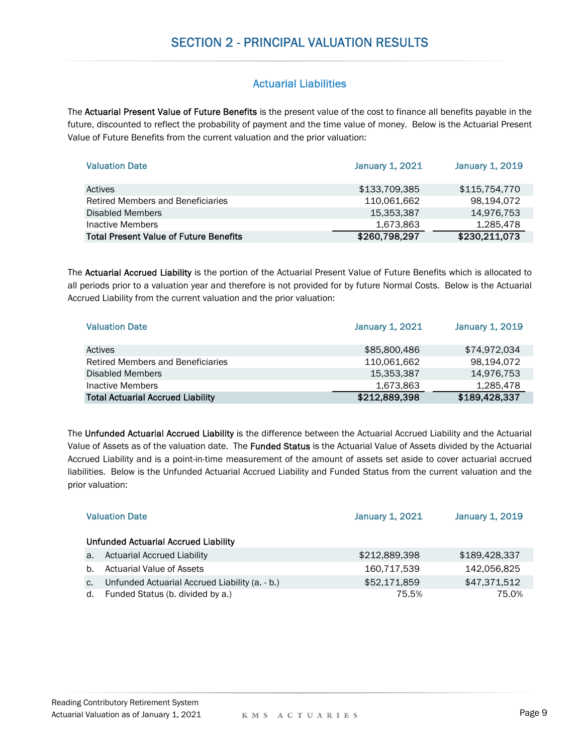# SECTION 2 - PRINCIPAL VALUATION RESULTS

## Actuarial Liabilities

The **Actuarial Present Value of Future Benefits** is the present value of the cost to finance all benefits payable in the future, discounted to reflect the probability of payment and the time value of money. Below is the Actuarial Present Value of Future Benefits from the current valuation and the prior valuation:

| Valuation Date | January 1, 2021 | January 1, 2019 |
|---|---|---|
| Actives | $133,709,385 | $115,754,770 |
| Retired Members and Beneficiaries | 110,061,662 | 98,194,072 |
| Disabled Members | 15,353,387 | 14,976,753 |
| Inactive Members | 1,673,863 | 1,285,478 |
| **Total Present Value of Future Benefits** | **$260,798,297** | **$230,211,073** |

The **Actuarial Accrued Liability** is the portion of the Actuarial Present Value of Future Benefits which is allocated to all periods prior to a valuation year and therefore is not provided for by future Normal Costs. Below is the Actuarial Accrued Liability from the current valuation and the prior valuation:

| Valuation Date | January 1, 2021 | January 1, 2019 |
|---|---|---|
| Actives | $85,800,486 | $74,972,034 |
| Retired Members and Beneficiaries | 110,061,662 | 98,194,072 |
| Disabled Members | 15,353,387 | 14,976,753 |
| Inactive Members | 1,673,863 | 1,285,478 |
| **Total Actuarial Accrued Liability** | **$212,889,398** | **$189,428,337** |

The **Unfunded Actuarial Accrued Liability** is the difference between the Actuarial Accrued Liability and the Actuarial Value of Assets as of the valuation date. The **Funded Status** is the Actuarial Value of Assets divided by the Actuarial Accrued Liability and is a point-in-time measurement of the amount of assets set aside to cover actuarial accrued liabilities. Below is the Unfunded Actuarial Accrued Liability and Funded Status from the current valuation and the prior valuation:

| Valuation Date | January 1, 2021 | January 1, 2019 |
|---|---|---|
| **Unfunded Actuarial Accrued Liability** | | |
| a. Actuarial Accrued Liability | $212,889,398 | $189,428,337 |
| b. Actuarial Value of Assets | 160,717,539 | 142,056,825 |
| c. Unfunded Actuarial Accrued Liability (a. - b.) | $52,171,859 | $47,371,512 |
| d. Funded Status (b. divided by a.) | 75.5% | 75.0% |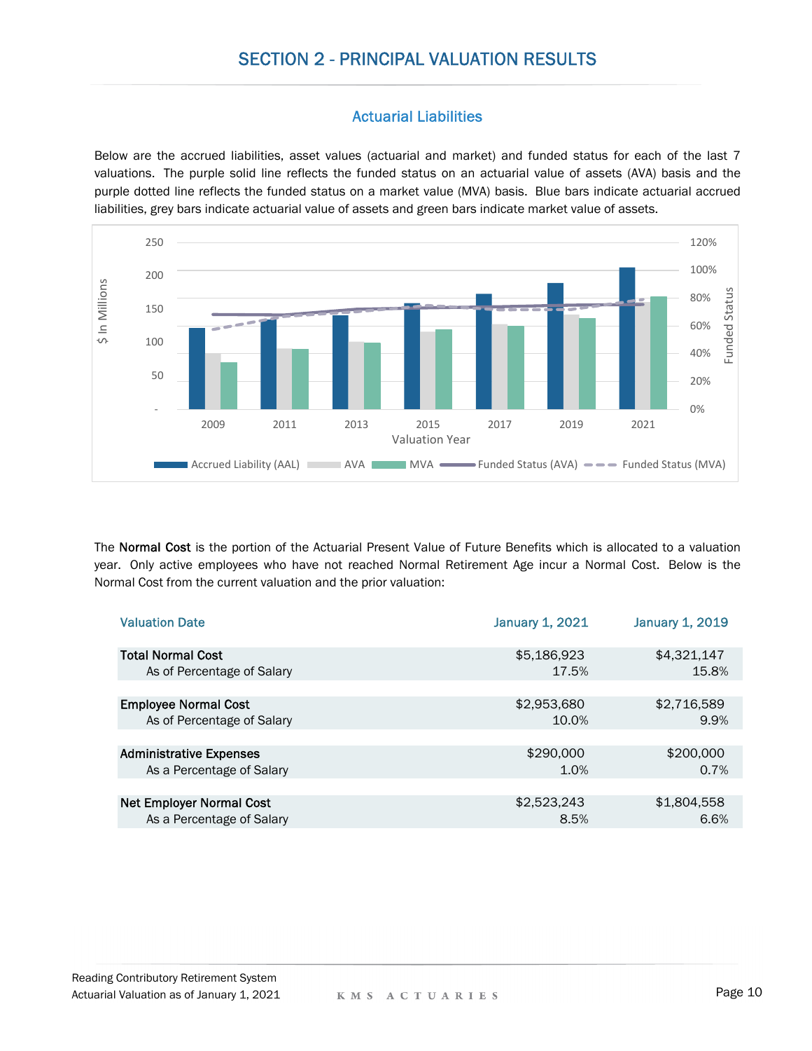# SECTION 2 - PRINCIPAL VALUATION RESULTS

## Actuarial Liabilities

Below are the accrued liabilities, asset values (actuarial and market) and funded status for each of the last 7 valuations. The purple solid line reflects the funded status on an actuarial value of assets (AVA) basis and the purple dotted line reflects the funded status on a market value (MVA) basis. Blue bars indicate actuarial accrued liabilities, grey bars indicate actuarial value of assets and green bars indicate market value of assets.

The **Normal Cost** is the portion of the Actuarial Present Value of Future Benefits which is allocated to a valuation year. Only active employees who have not reached Normal Retirement Age incur a Normal Cost. Below is the Normal Cost from the current valuation and the prior valuation:

| Valuation Date | January 1, 2021 | January 1, 2019 |
|---|---|---|
| **Total Normal Cost** | $5,186,923 | $4,321,147 |
| As of Percentage of Salary | 17.5% | 15.8% |
| **Employee Normal Cost** | $2,953,680 | $2,716,589 |
| As of Percentage of Salary | 10.0% | 9.9% |
| **Administrative Expenses** | $290,000 | $200,000 |
| As a Percentage of Salary | 1.0% | 0.7% |
| **Net Employer Normal Cost** | $2,523,243 | $1,804,558 |
| As a Percentage of Salary | 8.5% | 6.6% |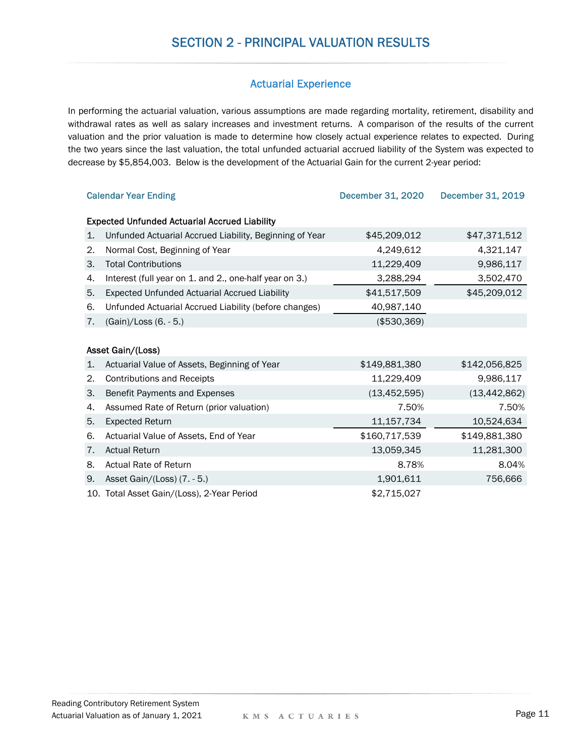# SECTION 2 - PRINCIPAL VALUATION RESULTS

## Actuarial Experience

In performing the actuarial valuation, various assumptions are made regarding mortality, retirement, disability and withdrawal rates as well as salary increases and investment returns. A comparison of the results of the current valuation and the prior valuation is made to determine how closely actual experience relates to expected. During the two years since the last valuation, the total unfunded actuarial accrued liability of the System was expected to decrease by $5,854,003. Below is the development of the Actuarial Gain for the current 2-year period:

| Calendar Year Ending | December 31, 2020 | December 31, 2019 |
|---|---|---|
| **Expected Unfunded Actuarial Accrued Liability** | | |
| 1. Unfunded Actuarial Accrued Liability, Beginning of Year | $45,209,012 | $47,371,512 |
| 2. Normal Cost, Beginning of Year | 4,249,612 | 4,321,147 |
| 3. Total Contributions | 11,229,409 | 9,986,117 |
| 4. Interest (full year on 1. and 2., one-half year on 3.) | 3,288,294 | 3,502,470 |
| 5. Expected Unfunded Actuarial Accrued Liability | $41,517,509 | $45,209,012 |
| 6. Unfunded Actuarial Accrued Liability (before changes) | 40,987,140 | |
| 7. (Gain)/Loss (6. - 5.) | ($530,369) | |
| **Asset Gain/(Loss)** | | |
| 1. Actuarial Value of Assets, Beginning of Year | $149,881,380 | $142,056,825 |
| 2. Contributions and Receipts | 11,229,409 | 9,986,117 |
| 3. Benefit Payments and Expenses | (13,452,595) | (13,442,862) |
| 4. Assumed Rate of Return (prior valuation) | 7.50% | 7.50% |
| 5. Expected Return | 11,157,734 | 10,524,634 |
| 6. Actuarial Value of Assets, End of Year | $160,717,539 | $149,881,380 |
| 7. Actual Return | 13,059,345 | 11,281,300 |
| 8. Actual Rate of Return | 8.78% | 8.04% |
| 9. Asset Gain/(Loss) (7. - 5.) | 1,901,611 | 756,666 |
| 10. Total Asset Gain/(Loss), 2-Year Period | $2,715,027 | |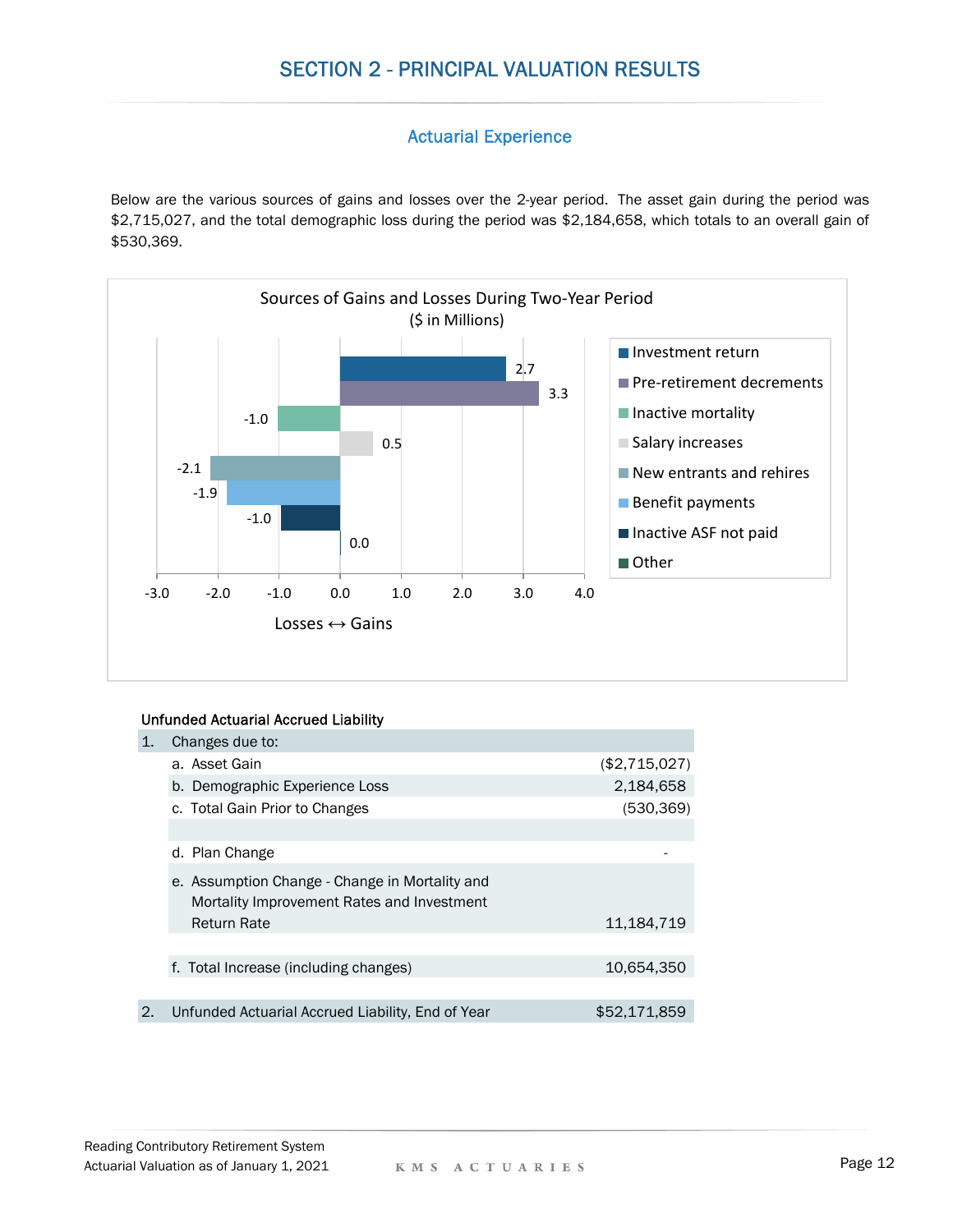# SECTION 2 - PRINCIPAL VALUATION RESULTS

## Actuarial Experience

Below are the various sources of gains and losses over the 2-year period. The asset gain during the period was $2,715,027, and the total demographic loss during the period was $2,184,658, which totals to an overall gain of $530,369.

**Sources of Gains and Losses During Two-Year Period**
($ in Millions)

| Source | Amount |
|---|---|
| Investment return | 2.7 |
| Pre-retirement decrements | 3.3 |
| Inactive mortality | -1.0 |
| Salary increases | 0.5 |
| New entrants and rehires | -2.1 |
| Benefit payments | -1.9 |
| Inactive ASF not paid | -1.0 |
| Other | 0.0 |

Losses ↔ Gains

**Unfunded Actuarial Accrued Liability**

| | |
|---|---|
| 1. Changes due to: | |
| a. Asset Gain | ($2,715,027) |
| b. Demographic Experience Loss | 2,184,658 |
| c. Total Gain Prior to Changes | (530,369) |
| | |
| d. Plan Change | - |
| e. Assumption Change - Change in Mortality and Mortality Improvement Rates and Investment Return Rate | 11,184,719 |
| | |
| f. Total Increase (including changes) | 10,654,350 |
| | |
| 2. Unfunded Actuarial Accrued Liability, End of Year | $52,171,859 |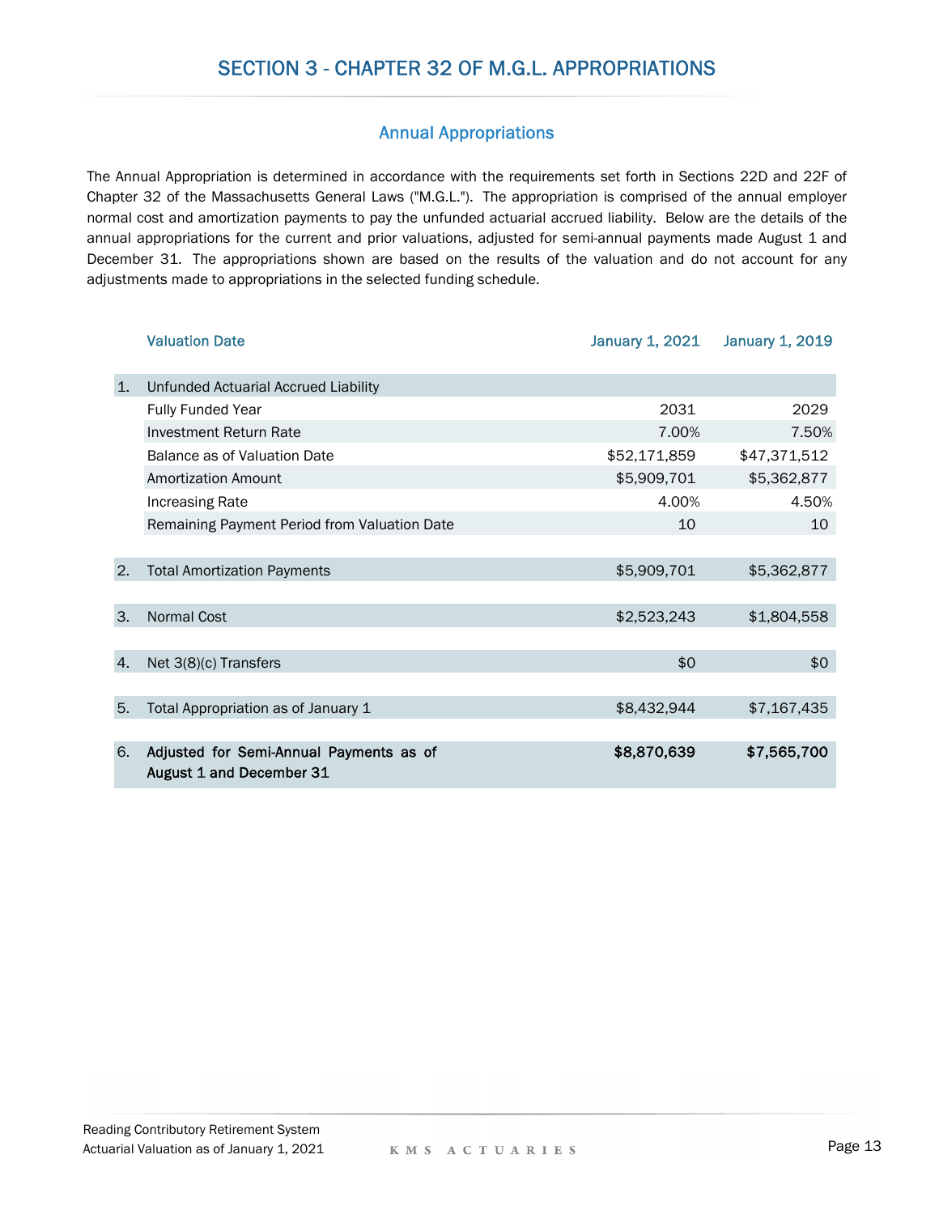# SECTION 3 - CHAPTER 32 OF M.G.L. APPROPRIATIONS

## Annual Appropriations

The Annual Appropriation is determined in accordance with the requirements set forth in Sections 22D and 22F of Chapter 32 of the Massachusetts General Laws ("M.G.L."). The appropriation is comprised of the annual employer normal cost and amortization payments to pay the unfunded actuarial accrued liability. Below are the details of the annual appropriations for the current and prior valuations, adjusted for semi-annual payments made August 1 and December 31. The appropriations shown are based on the results of the valuation and do not account for any adjustments made to appropriations in the selected funding schedule.

| | Valuation Date | January 1, 2021 | January 1, 2019 |
|---|---|---|---|
| 1. | Unfunded Actuarial Accrued Liability | | |
| | Fully Funded Year | 2031 | 2029 |
| | Investment Return Rate | 7.00% | 7.50% |
| | Balance as of Valuation Date | $52,171,859 | $47,371,512 |
| | Amortization Amount | $5,909,701 | $5,362,877 |
| | Increasing Rate | 4.00% | 4.50% |
| | Remaining Payment Period from Valuation Date | 10 | 10 |
| 2. | Total Amortization Payments | $5,909,701 | $5,362,877 |
| 3. | Normal Cost | $2,523,243 | $1,804,558 |
| 4. | Net 3(8)(c) Transfers | $0 | $0 |
| 5. | Total Appropriation as of January 1 | $8,432,944 | $7,167,435 |
| 6. | **Adjusted for Semi-Annual Payments as of August 1 and December 31** | **$8,870,639** | **$7,565,700** |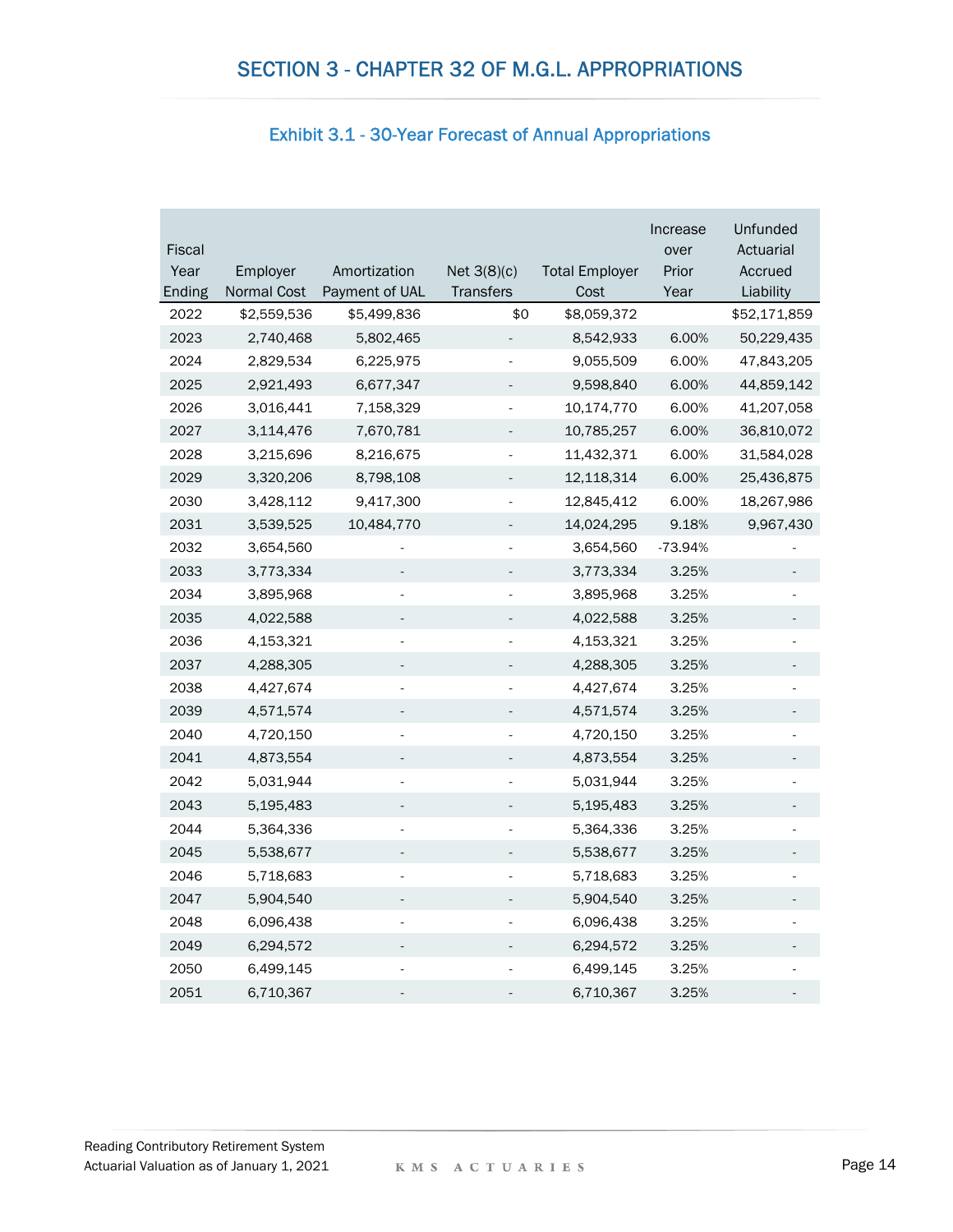## SECTION 3 - CHAPTER 32 OF M.G.L. APPROPRIATIONS

### Exhibit 3.1 - 30-Year Forecast of Annual Appropriations

| Fiscal Year Ending | Employer Normal Cost | Amortization Payment of UAL | Net 3(8)(c) Transfers | Total Employer Cost | Increase over Prior Year | Unfunded Actuarial Accrued Liability |
|---|---|---|---|---|---|---|
| 2022 | $2,559,536 | $5,499,836 | $0 | $8,059,372 | | $52,171,859 |
| 2023 | 2,740,468 | 5,802,465 | - | 8,542,933 | 6.00% | 50,229,435 |
| 2024 | 2,829,534 | 6,225,975 | - | 9,055,509 | 6.00% | 47,843,205 |
| 2025 | 2,921,493 | 6,677,347 | - | 9,598,840 | 6.00% | 44,859,142 |
| 2026 | 3,016,441 | 7,158,329 | - | 10,174,770 | 6.00% | 41,207,058 |
| 2027 | 3,114,476 | 7,670,781 | - | 10,785,257 | 6.00% | 36,810,072 |
| 2028 | 3,215,696 | 8,216,675 | - | 11,432,371 | 6.00% | 31,584,028 |
| 2029 | 3,320,206 | 8,798,108 | - | 12,118,314 | 6.00% | 25,436,875 |
| 2030 | 3,428,112 | 9,417,300 | - | 12,845,412 | 6.00% | 18,267,986 |
| 2031 | 3,539,525 | 10,484,770 | - | 14,024,295 | 9.18% | 9,967,430 |
| 2032 | 3,654,560 | - | - | 3,654,560 | -73.94% | - |
| 2033 | 3,773,334 | - | - | 3,773,334 | 3.25% | - |
| 2034 | 3,895,968 | - | - | 3,895,968 | 3.25% | - |
| 2035 | 4,022,588 | - | - | 4,022,588 | 3.25% | - |
| 2036 | 4,153,321 | - | - | 4,153,321 | 3.25% | - |
| 2037 | 4,288,305 | - | - | 4,288,305 | 3.25% | - |
| 2038 | 4,427,674 | - | - | 4,427,674 | 3.25% | - |
| 2039 | 4,571,574 | - | - | 4,571,574 | 3.25% | - |
| 2040 | 4,720,150 | - | - | 4,720,150 | 3.25% | - |
| 2041 | 4,873,554 | - | - | 4,873,554 | 3.25% | - |
| 2042 | 5,031,944 | - | - | 5,031,944 | 3.25% | - |
| 2043 | 5,195,483 | - | - | 5,195,483 | 3.25% | - |
| 2044 | 5,364,336 | - | - | 5,364,336 | 3.25% | - |
| 2045 | 5,538,677 | - | - | 5,538,677 | 3.25% | - |
| 2046 | 5,718,683 | - | - | 5,718,683 | 3.25% | - |
| 2047 | 5,904,540 | - | - | 5,904,540 | 3.25% | - |
| 2048 | 6,096,438 | - | - | 6,096,438 | 3.25% | - |
| 2049 | 6,294,572 | - | - | 6,294,572 | 3.25% | - |
| 2050 | 6,499,145 | - | - | 6,499,145 | 3.25% | - |
| 2051 | 6,710,367 | - | - | 6,710,367 | 3.25% | - |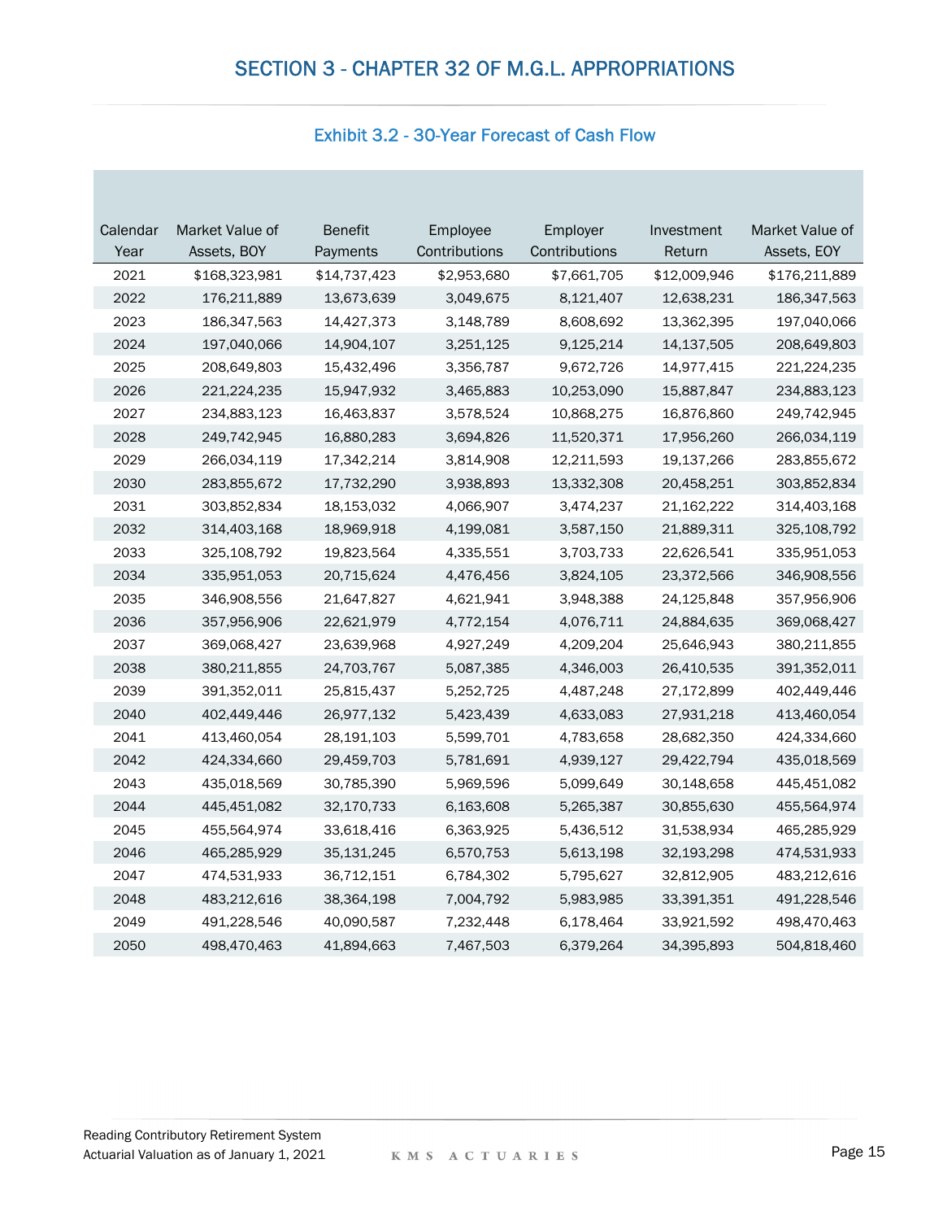# SECTION 3 - CHAPTER 32 OF M.G.L. APPROPRIATIONS

## Exhibit 3.2 - 30-Year Forecast of Cash Flow

| Calendar Year | Market Value of Assets, BOY | Benefit Payments | Employee Contributions | Employer Contributions | Investment Return | Market Value of Assets, EOY |
|---|---|---|---|---|---|---|
| 2021 | $168,323,981 | $14,737,423 | $2,953,680 | $7,661,705 | $12,009,946 | $176,211,889 |
| 2022 | 176,211,889 | 13,673,639 | 3,049,675 | 8,121,407 | 12,638,231 | 186,347,563 |
| 2023 | 186,347,563 | 14,427,373 | 3,148,789 | 8,608,692 | 13,362,395 | 197,040,066 |
| 2024 | 197,040,066 | 14,904,107 | 3,251,125 | 9,125,214 | 14,137,505 | 208,649,803 |
| 2025 | 208,649,803 | 15,432,496 | 3,356,787 | 9,672,726 | 14,977,415 | 221,224,235 |
| 2026 | 221,224,235 | 15,947,932 | 3,465,883 | 10,253,090 | 15,887,847 | 234,883,123 |
| 2027 | 234,883,123 | 16,463,837 | 3,578,524 | 10,868,275 | 16,876,860 | 249,742,945 |
| 2028 | 249,742,945 | 16,880,283 | 3,694,826 | 11,520,371 | 17,956,260 | 266,034,119 |
| 2029 | 266,034,119 | 17,342,214 | 3,814,908 | 12,211,593 | 19,137,266 | 283,855,672 |
| 2030 | 283,855,672 | 17,732,290 | 3,938,893 | 13,332,308 | 20,458,251 | 303,852,834 |
| 2031 | 303,852,834 | 18,153,032 | 4,066,907 | 3,474,237 | 21,162,222 | 314,403,168 |
| 2032 | 314,403,168 | 18,969,918 | 4,199,081 | 3,587,150 | 21,889,311 | 325,108,792 |
| 2033 | 325,108,792 | 19,823,564 | 4,335,551 | 3,703,733 | 22,626,541 | 335,951,053 |
| 2034 | 335,951,053 | 20,715,624 | 4,476,456 | 3,824,105 | 23,372,566 | 346,908,556 |
| 2035 | 346,908,556 | 21,647,827 | 4,621,941 | 3,948,388 | 24,125,848 | 357,956,906 |
| 2036 | 357,956,906 | 22,621,979 | 4,772,154 | 4,076,711 | 24,884,635 | 369,068,427 |
| 2037 | 369,068,427 | 23,639,968 | 4,927,249 | 4,209,204 | 25,646,943 | 380,211,855 |
| 2038 | 380,211,855 | 24,703,767 | 5,087,385 | 4,346,003 | 26,410,535 | 391,352,011 |
| 2039 | 391,352,011 | 25,815,437 | 5,252,725 | 4,487,248 | 27,172,899 | 402,449,446 |
| 2040 | 402,449,446 | 26,977,132 | 5,423,439 | 4,633,083 | 27,931,218 | 413,460,054 |
| 2041 | 413,460,054 | 28,191,103 | 5,599,701 | 4,783,658 | 28,682,350 | 424,334,660 |
| 2042 | 424,334,660 | 29,459,703 | 5,781,691 | 4,939,127 | 29,422,794 | 435,018,569 |
| 2043 | 435,018,569 | 30,785,390 | 5,969,596 | 5,099,649 | 30,148,658 | 445,451,082 |
| 2044 | 445,451,082 | 32,170,733 | 6,163,608 | 5,265,387 | 30,855,630 | 455,564,974 |
| 2045 | 455,564,974 | 33,618,416 | 6,363,925 | 5,436,512 | 31,538,934 | 465,285,929 |
| 2046 | 465,285,929 | 35,131,245 | 6,570,753 | 5,613,198 | 32,193,298 | 474,531,933 |
| 2047 | 474,531,933 | 36,712,151 | 6,784,302 | 5,795,627 | 32,812,905 | 483,212,616 |
| 2048 | 483,212,616 | 38,364,198 | 7,004,792 | 5,983,985 | 33,391,351 | 491,228,546 |
| 2049 | 491,228,546 | 40,090,587 | 7,232,448 | 6,178,464 | 33,921,592 | 498,470,463 |
| 2050 | 498,470,463 | 41,894,663 | 7,467,503 | 6,379,264 | 34,395,893 | 504,818,460 |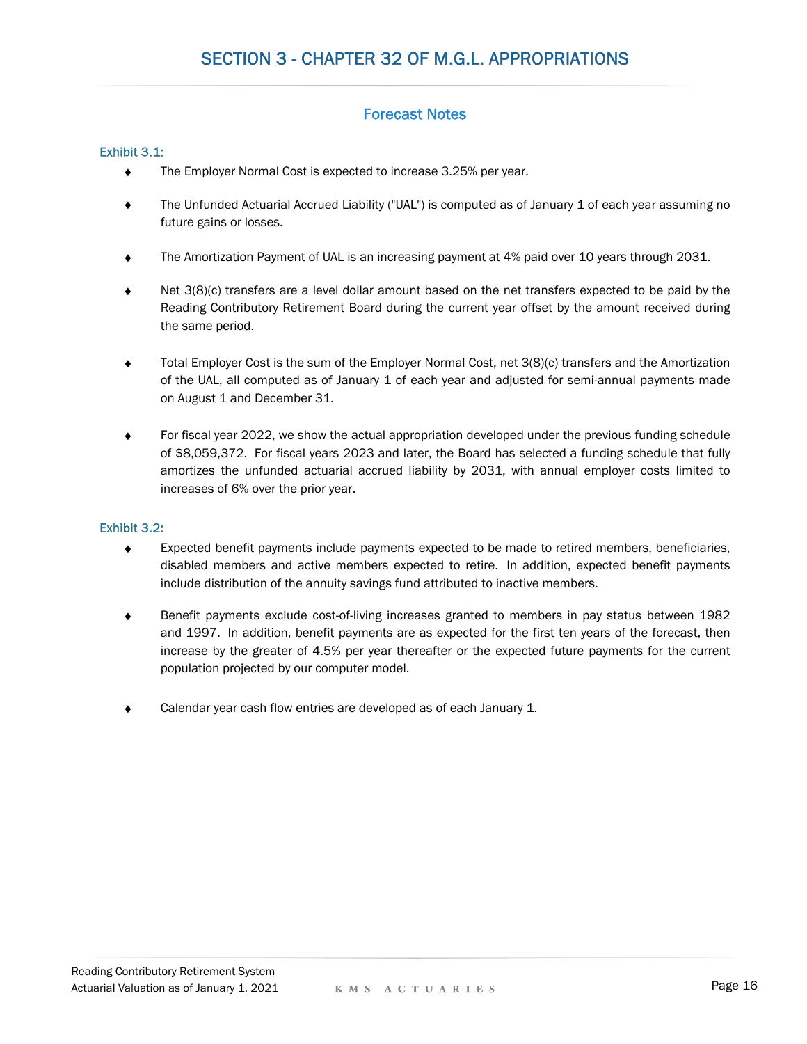# SECTION 3 - CHAPTER 32 OF M.G.L. APPROPRIATIONS

## Forecast Notes

### Exhibit 3.1:

- The Employer Normal Cost is expected to increase 3.25% per year.

- The Unfunded Actuarial Accrued Liability ("UAL") is computed as of January 1 of each year assuming no future gains or losses.

- The Amortization Payment of UAL is an increasing payment at 4% paid over 10 years through 2031.

- Net 3(8)(c) transfers are a level dollar amount based on the net transfers expected to be paid by the Reading Contributory Retirement Board during the current year offset by the amount received during the same period.

- Total Employer Cost is the sum of the Employer Normal Cost, net 3(8)(c) transfers and the Amortization of the UAL, all computed as of January 1 of each year and adjusted for semi-annual payments made on August 1 and December 31.

- For fiscal year 2022, we show the actual appropriation developed under the previous funding schedule of $8,059,372. For fiscal years 2023 and later, the Board has selected a funding schedule that fully amortizes the unfunded actuarial accrued liability by 2031, with annual employer costs limited to increases of 6% over the prior year.

### Exhibit 3.2:

- Expected benefit payments include payments expected to be made to retired members, beneficiaries, disabled members and active members expected to retire. In addition, expected benefit payments include distribution of the annuity savings fund attributed to inactive members.

- Benefit payments exclude cost-of-living increases granted to members in pay status between 1982 and 1997. In addition, benefit payments are as expected for the first ten years of the forecast, then increase by the greater of 4.5% per year thereafter or the expected future payments for the current population projected by our computer model.

- Calendar year cash flow entries are developed as of each January 1.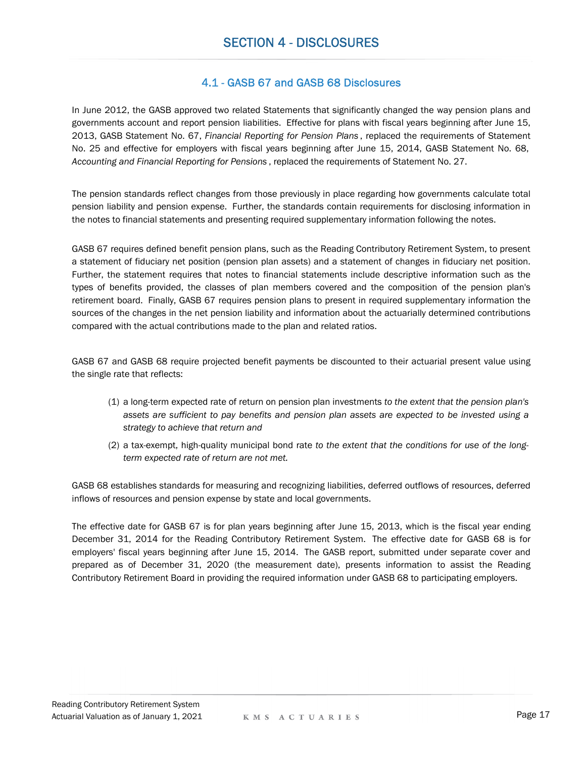# SECTION 4 - DISCLOSURES

## 4.1 - GASB 67 and GASB 68 Disclosures

In June 2012, the GASB approved two related Statements that significantly changed the way pension plans and governments account and report pension liabilities. Effective for plans with fiscal years beginning after June 15, 2013, GASB Statement No. 67, *Financial Reporting for Pension Plans*, replaced the requirements of Statement No. 25 and effective for employers with fiscal years beginning after June 15, 2014, GASB Statement No. 68, *Accounting and Financial Reporting for Pensions*, replaced the requirements of Statement No. 27.

The pension standards reflect changes from those previously in place regarding how governments calculate total pension liability and pension expense. Further, the standards contain requirements for disclosing information in the notes to financial statements and presenting required supplementary information following the notes.

GASB 67 requires defined benefit pension plans, such as the Reading Contributory Retirement System, to present a statement of fiduciary net position (pension plan assets) and a statement of changes in fiduciary net position. Further, the statement requires that notes to financial statements include descriptive information such as the types of benefits provided, the classes of plan members covered and the composition of the pension plan's retirement board. Finally, GASB 67 requires pension plans to present in required supplementary information the sources of the changes in the net pension liability and information about the actuarially determined contributions compared with the actual contributions made to the plan and related ratios.

GASB 67 and GASB 68 require projected benefit payments be discounted to their actuarial present value using the single rate that reflects:

(1) a long-term expected rate of return on pension plan investments *to the extent that the pension plan's assets are sufficient to pay benefits and pension plan assets are expected to be invested using a strategy to achieve that return and*

(2) a tax-exempt, high-quality municipal bond rate *to the extent that the conditions for use of the long-term expected rate of return are not met.*

GASB 68 establishes standards for measuring and recognizing liabilities, deferred outflows of resources, deferred inflows of resources and pension expense by state and local governments.

The effective date for GASB 67 is for plan years beginning after June 15, 2013, which is the fiscal year ending December 31, 2014 for the Reading Contributory Retirement System. The effective date for GASB 68 is for employers' fiscal years beginning after June 15, 2014. The GASB report, submitted under separate cover and prepared as of December 31, 2020 (the measurement date), presents information to assist the Reading Contributory Retirement Board in providing the required information under GASB 68 to participating employers.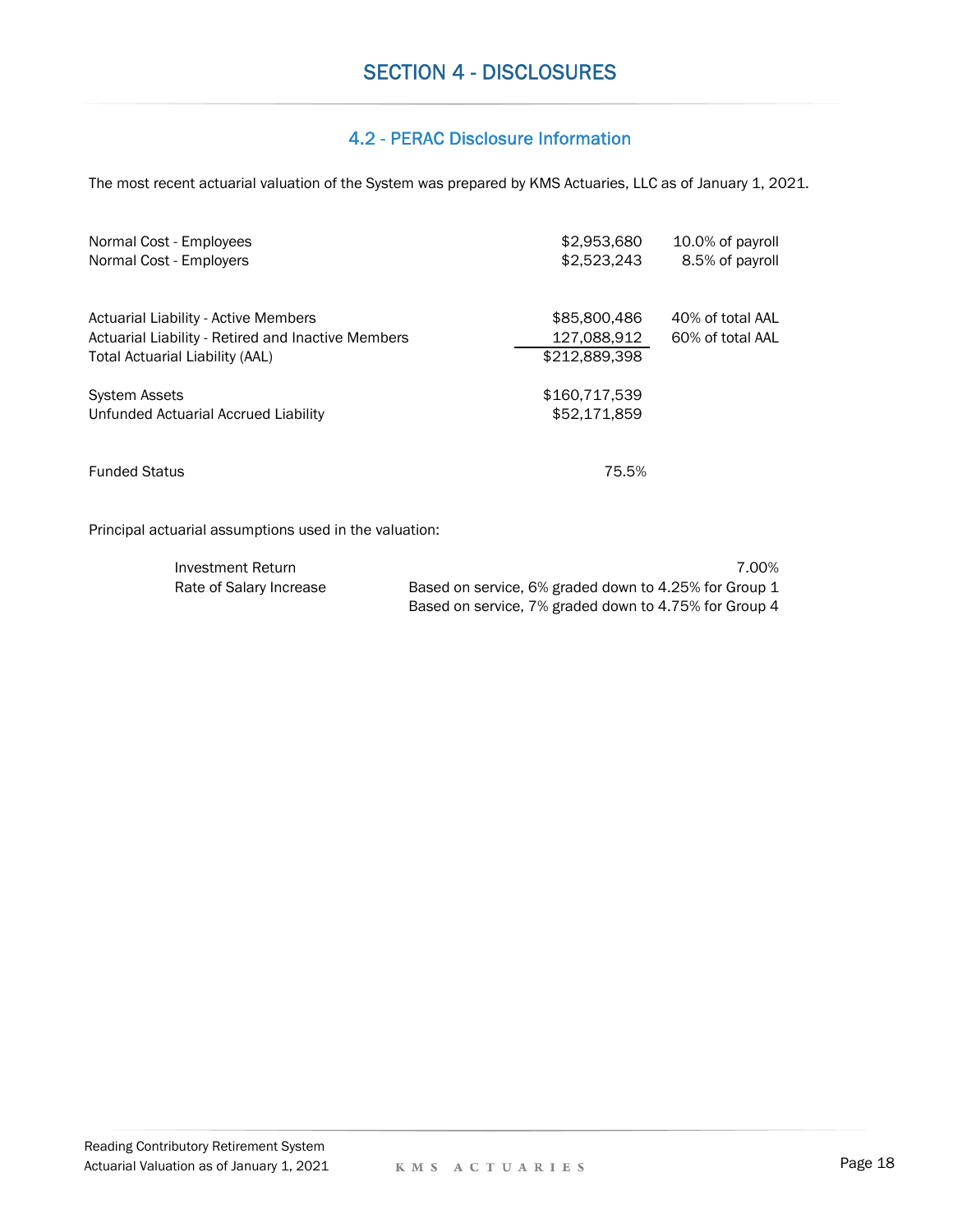# SECTION 4 - DISCLOSURES

## 4.2 - PERAC Disclosure Information

The most recent actuarial valuation of the System was prepared by KMS Actuaries, LLC as of January 1, 2021.

| | | |
|---|---|---|
| Normal Cost - Employees | $2,953,680 | 10.0% of payroll |
| Normal Cost - Employers | $2,523,243 | 8.5% of payroll |
| | | |
| Actuarial Liability - Active Members | $85,800,486 | 40% of total AAL |
| Actuarial Liability - Retired and Inactive Members | 127,088,912 | 60% of total AAL |
| Total Actuarial Liability (AAL) | $212,889,398 | |
| | | |
| System Assets | $160,717,539 | |
| Unfunded Actuarial Accrued Liability | $52,171,859 | |
| | | |
| Funded Status | 75.5% | |

Principal actuarial assumptions used in the valuation:

| | |
|---|---|
| Investment Return | 7.00% |
| Rate of Salary Increase | Based on service, 6% graded down to 4.25% for Group 1 |
| | Based on service, 7% graded down to 4.75% for Group 4 |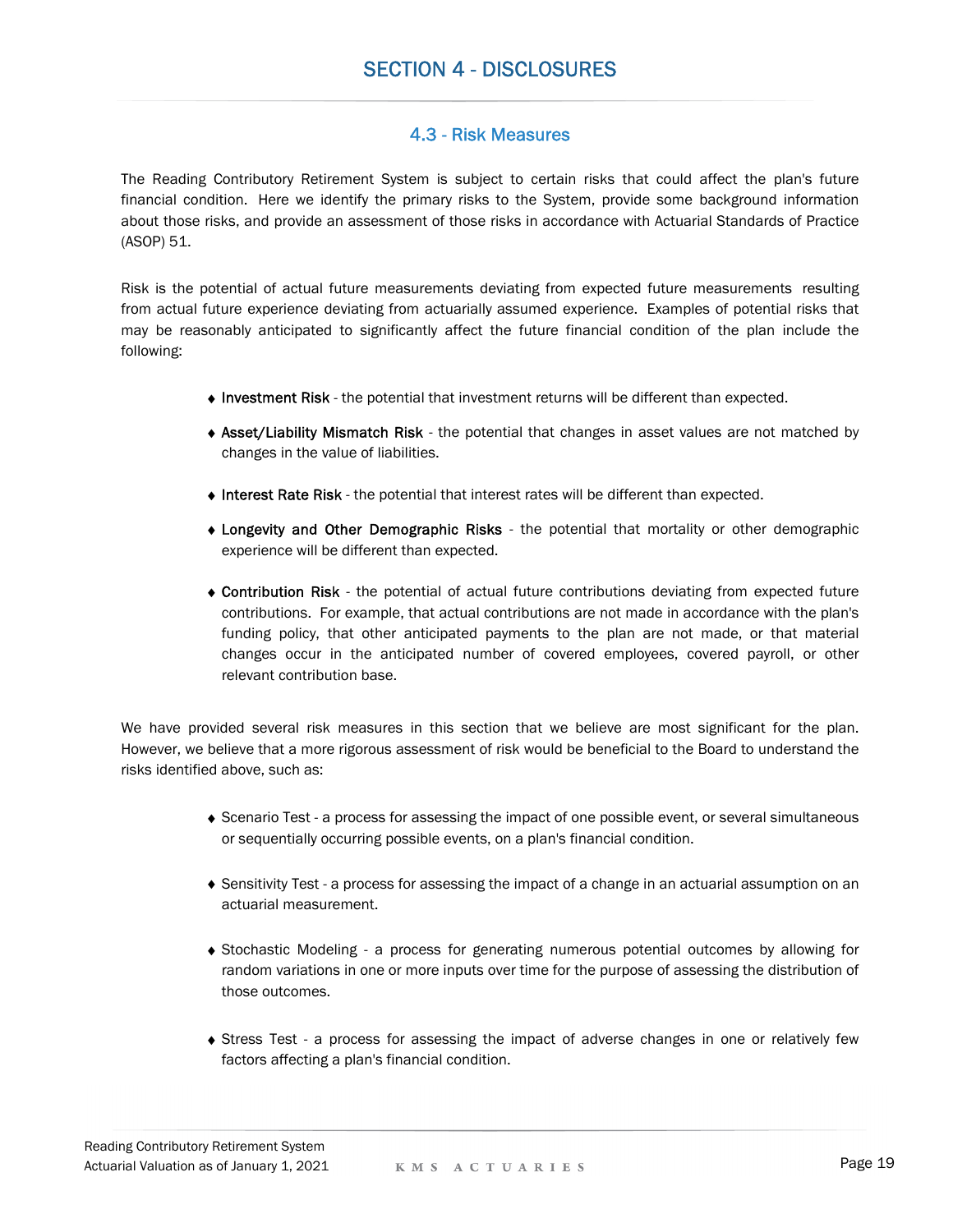# SECTION 4 - DISCLOSURES

## 4.3 - Risk Measures

The Reading Contributory Retirement System is subject to certain risks that could affect the plan's future financial condition. Here we identify the primary risks to the System, provide some background information about those risks, and provide an assessment of those risks in accordance with Actuarial Standards of Practice (ASOP) 51.

Risk is the potential of actual future measurements deviating from expected future measurements resulting from actual future experience deviating from actuarially assumed experience. Examples of potential risks that may be reasonably anticipated to significantly affect the future financial condition of the plan include the following:

- **Investment Risk** - the potential that investment returns will be different than expected.
- **Asset/Liability Mismatch Risk** - the potential that changes in asset values are not matched by changes in the value of liabilities.
- **Interest Rate Risk** - the potential that interest rates will be different than expected.
- **Longevity and Other Demographic Risks** - the potential that mortality or other demographic experience will be different than expected.
- **Contribution Risk** - the potential of actual future contributions deviating from expected future contributions. For example, that actual contributions are not made in accordance with the plan's funding policy, that other anticipated payments to the plan are not made, or that material changes occur in the anticipated number of covered employees, covered payroll, or other relevant contribution base.

We have provided several risk measures in this section that we believe are most significant for the plan. However, we believe that a more rigorous assessment of risk would be beneficial to the Board to understand the risks identified above, such as:

- Scenario Test - a process for assessing the impact of one possible event, or several simultaneous or sequentially occurring possible events, on a plan's financial condition.
- Sensitivity Test - a process for assessing the impact of a change in an actuarial assumption on an actuarial measurement.
- Stochastic Modeling - a process for generating numerous potential outcomes by allowing for random variations in one or more inputs over time for the purpose of assessing the distribution of those outcomes.
- Stress Test - a process for assessing the impact of adverse changes in one or relatively few factors affecting a plan's financial condition.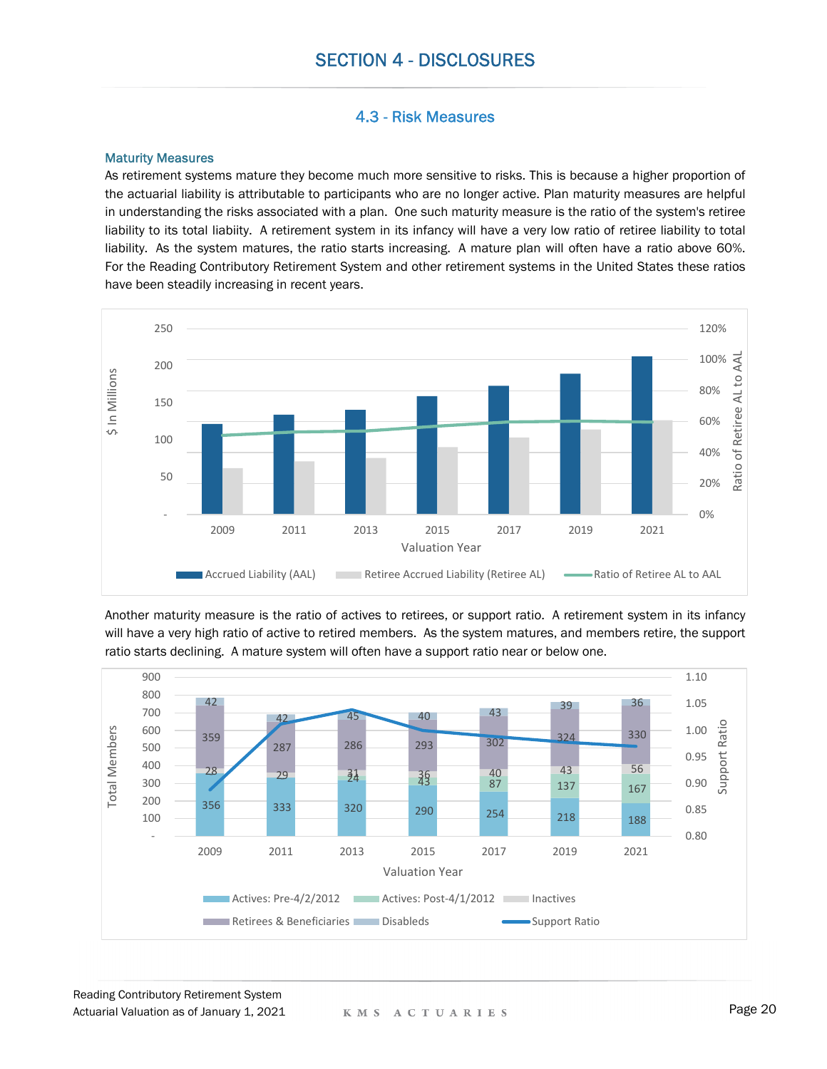# SECTION 4 - DISCLOSURES

## 4.3 - Risk Measures

### Maturity Measures

As retirement systems mature they become much more sensitive to risks. This is because a higher proportion of the actuarial liability is attributable to participants who are no longer active. Plan maturity measures are helpful in understanding the risks associated with a plan. One such maturity measure is the ratio of the system's retiree liability to its total liabiity. A retirement system in its infancy will have a very low ratio of retiree liability to total liability. As the system matures, the ratio starts increasing. A mature plan will often have a ratio above 60%. For the Reading Contributory Retirement System and other retirement systems in the United States these ratios have been steadily increasing in recent years.

Another maturity measure is the ratio of actives to retirees, or support ratio. A retirement system in its infancy will have a very high ratio of active to retired members. As the system matures, and members retire, the support ratio starts declining. A mature system will often have a support ratio near or below one.

| Valuation Year | Actives: Pre-4/2/2012 | Actives: Post-4/1/2012 | Inactives | Retirees & Beneficiaries | Disableds |
|---|---|---|---|---|---|
| 2009 | 356 | | 28 | 359 | 42 |
| 2011 | 333 | | 29 | 287 | 42 |
| 2013 | 320 | 24 | 31 | 286 | 45 |
| 2015 | 290 | 43 | 36 | 293 | 40 |
| 2017 | 254 | 87 | 40 | 302 | 43 |
| 2019 | 218 | 137 | 43 | 324 | 39 |
| 2021 | 188 | 167 | 56 | 330 | 36 |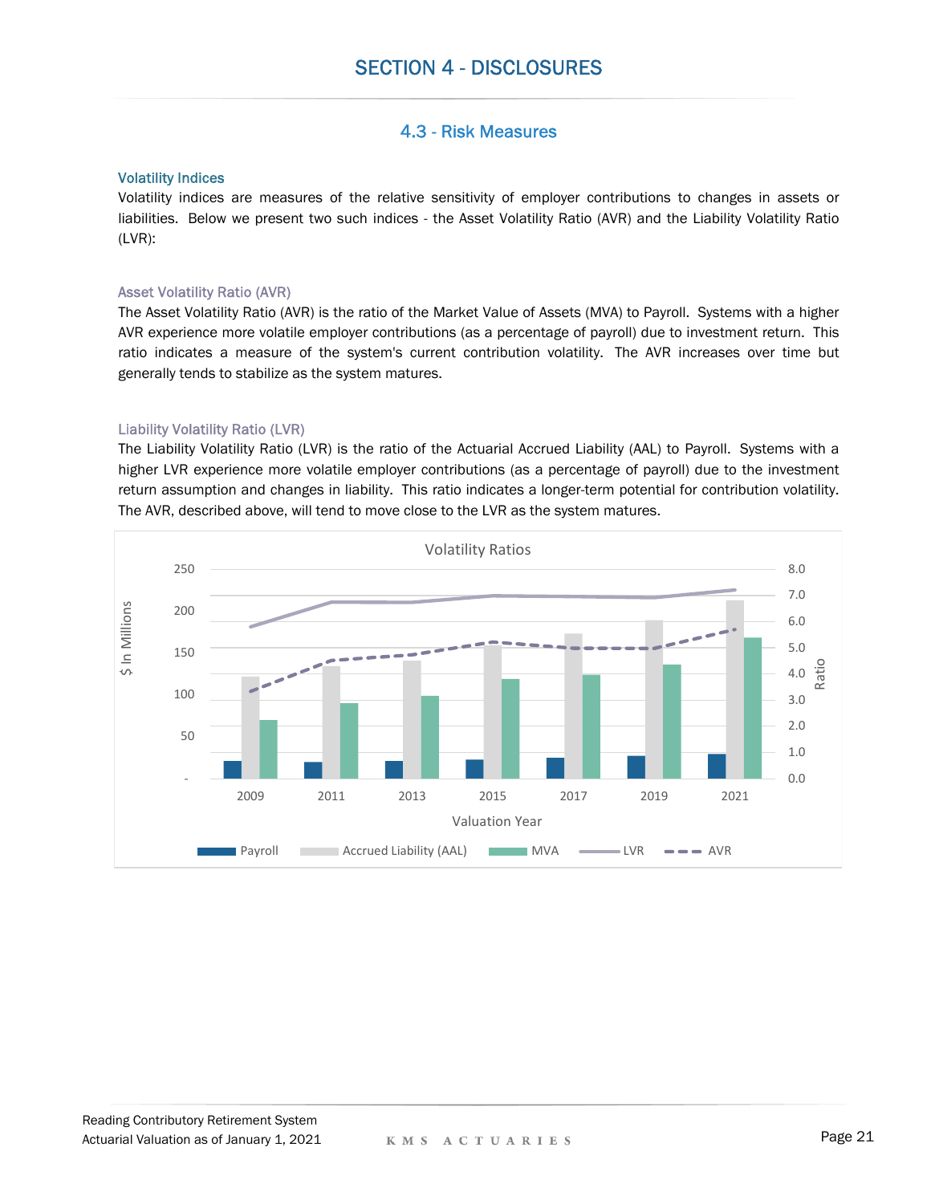# SECTION 4 - DISCLOSURES

## 4.3 - Risk Measures

### Volatility Indices

Volatility indices are measures of the relative sensitivity of employer contributions to changes in assets or liabilities. Below we present two such indices - the Asset Volatility Ratio (AVR) and the Liability Volatility Ratio (LVR):

#### Asset Volatility Ratio (AVR)

The Asset Volatility Ratio (AVR) is the ratio of the Market Value of Assets (MVA) to Payroll. Systems with a higher AVR experience more volatile employer contributions (as a percentage of payroll) due to investment return. This ratio indicates a measure of the system's current contribution volatility. The AVR increases over time but generally tends to stabilize as the system matures.

#### Liability Volatility Ratio (LVR)

The Liability Volatility Ratio (LVR) is the ratio of the Actuarial Accrued Liability (AAL) to Payroll. Systems with a higher LVR experience more volatile employer contributions (as a percentage of payroll) due to the investment return assumption and changes in liability. This ratio indicates a longer-term potential for contribution volatility. The AVR, described above, will tend to move close to the LVR as the system matures.

Volatility Ratios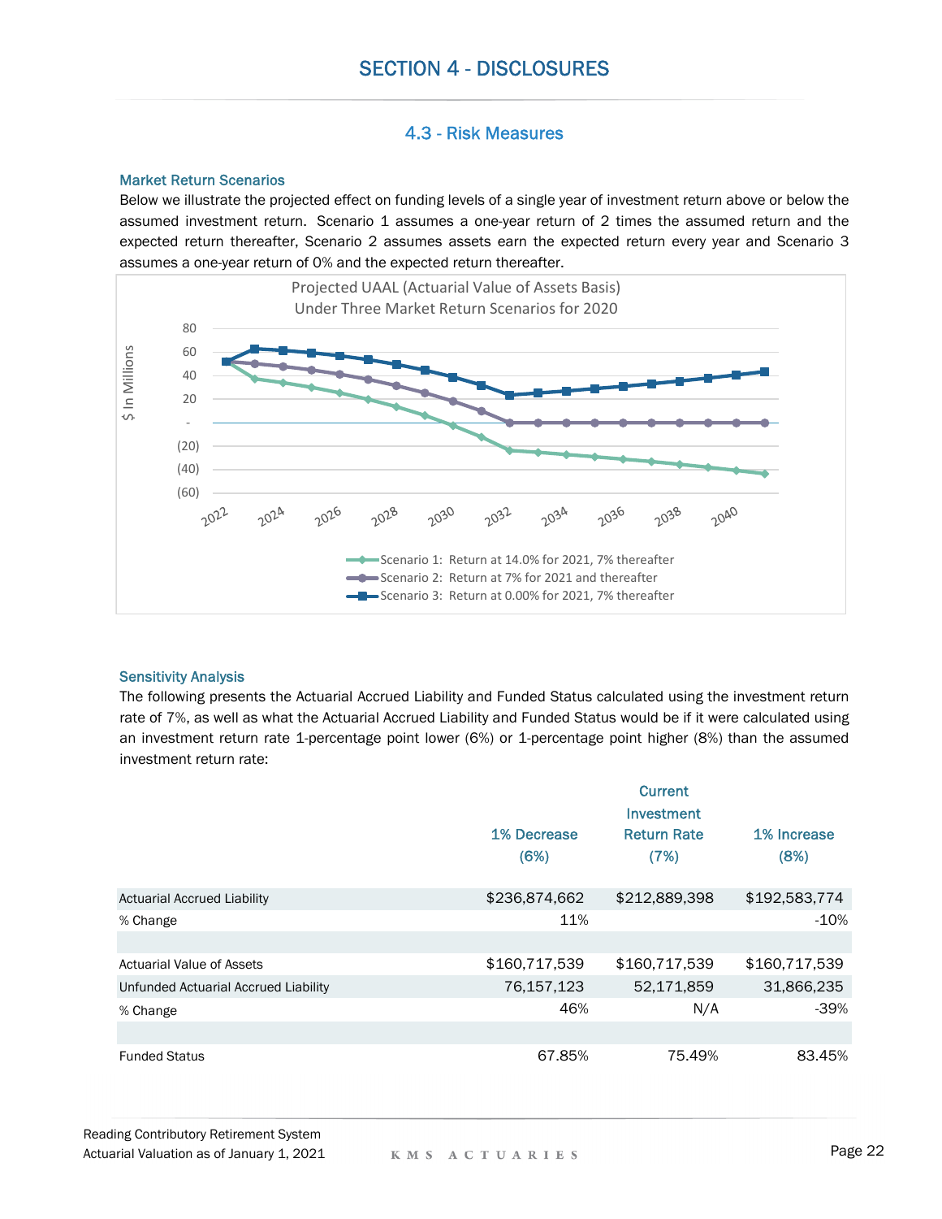# SECTION 4 - DISCLOSURES

## 4.3 - Risk Measures

### Market Return Scenarios

Below we illustrate the projected effect on funding levels of a single year of investment return above or below the assumed investment return. Scenario 1 assumes a one-year return of 2 times the assumed return and the expected return thereafter, Scenario 2 assumes assets earn the expected return every year and Scenario 3 assumes a one-year return of 0% and the expected return thereafter.

Projected UAAL (Actuarial Value of Assets Basis)
Under Three Market Return Scenarios for 2020

$ In Millions

- Scenario 1: Return at 14.0% for 2021, 7% thereafter
- Scenario 2: Return at 7% for 2021 and thereafter
- Scenario 3: Return at 0.00% for 2021, 7% thereafter

### Sensitivity Analysis

The following presents the Actuarial Accrued Liability and Funded Status calculated using the investment return rate of 7%, as well as what the Actuarial Accrued Liability and Funded Status would be if it were calculated using an investment return rate 1-percentage point lower (6%) or 1-percentage point higher (8%) than the assumed investment return rate:

| | 1% Decrease (6%) | Current Investment Return Rate (7%) | 1% Increase (8%) |
|---|---|---|---|
| Actuarial Accrued Liability | $236,874,662 | $212,889,398 | $192,583,774 |
| % Change | 11% | | -10% |
| | | | |
| Actuarial Value of Assets | $160,717,539 | $160,717,539 | $160,717,539 |
| Unfunded Actuarial Accrued Liability | 76,157,123 | 52,171,859 | 31,866,235 |
| % Change | 46% | N/A | -39% |
| | | | |
| Funded Status | 67.85% | 75.49% | 83.45% |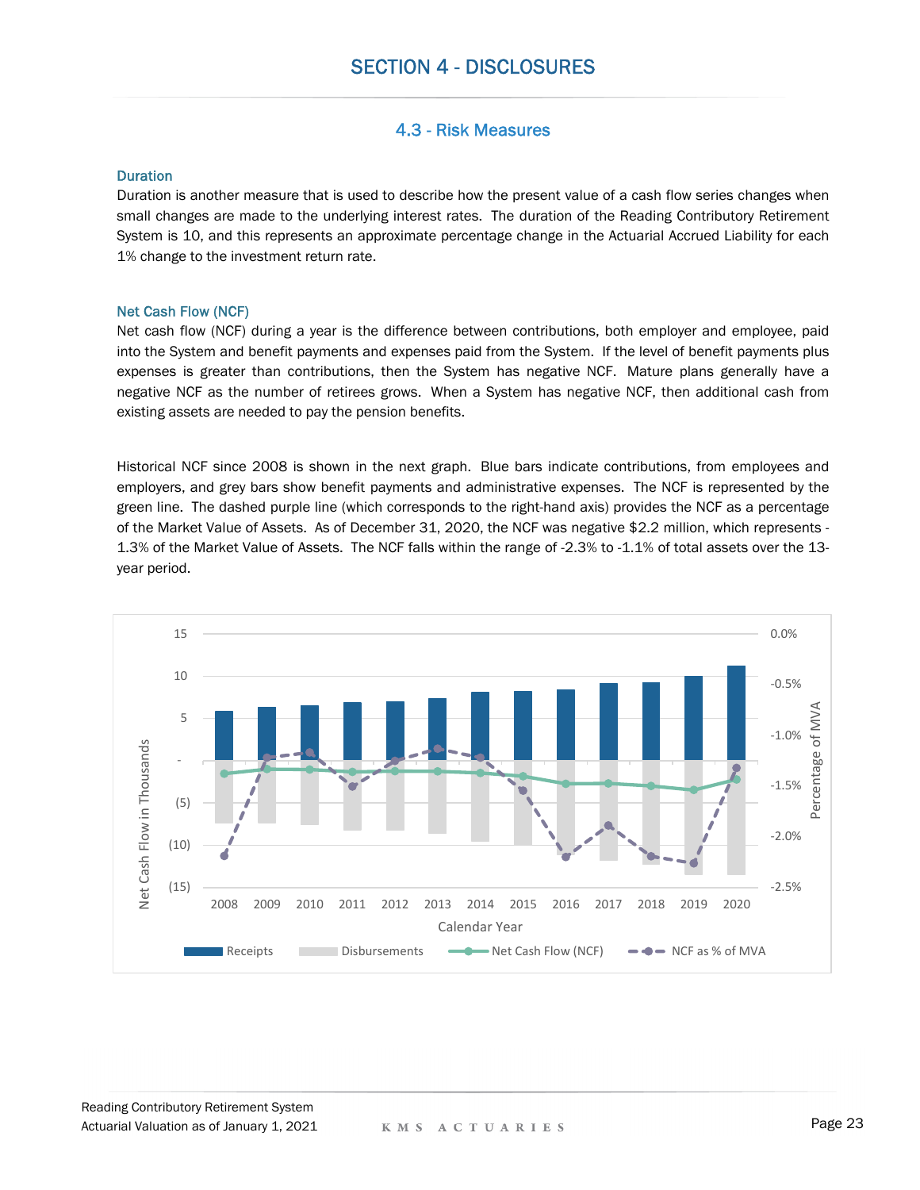# SECTION 4 - DISCLOSURES

## 4.3 - Risk Measures

### Duration

Duration is another measure that is used to describe how the present value of a cash flow series changes when small changes are made to the underlying interest rates. The duration of the Reading Contributory Retirement System is 10, and this represents an approximate percentage change in the Actuarial Accrued Liability for each 1% change to the investment return rate.

### Net Cash Flow (NCF)

Net cash flow (NCF) during a year is the difference between contributions, both employer and employee, paid into the System and benefit payments and expenses paid from the System. If the level of benefit payments plus expenses is greater than contributions, then the System has negative NCF. Mature plans generally have a negative NCF as the number of retirees grows. When a System has negative NCF, then additional cash from existing assets are needed to pay the pension benefits.

Historical NCF since 2008 is shown in the next graph. Blue bars indicate contributions, from employees and employers, and grey bars show benefit payments and administrative expenses. The NCF is represented by the green line. The dashed purple line (which corresponds to the right-hand axis) provides the NCF as a percentage of the Market Value of Assets. As of December 31, 2020, the NCF was negative $2.2 million, which represents -1.3% of the Market Value of Assets. The NCF falls within the range of -2.3% to -1.1% of total assets over the 13-year period.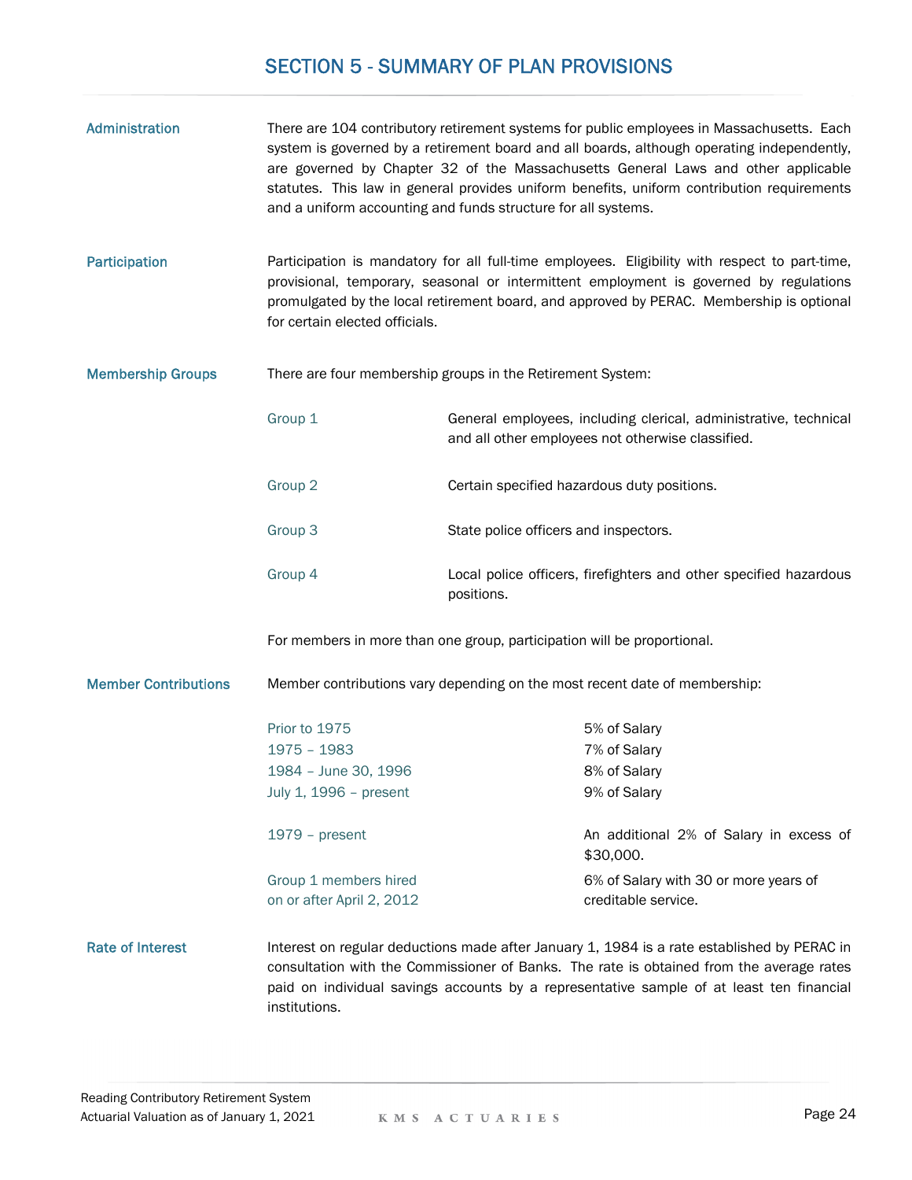# SECTION 5 - SUMMARY OF PLAN PROVISIONS

**Administration**

There are 104 contributory retirement systems for public employees in Massachusetts. Each system is governed by a retirement board and all boards, although operating independently, are governed by Chapter 32 of the Massachusetts General Laws and other applicable statutes. This law in general provides uniform benefits, uniform contribution requirements and a uniform accounting and funds structure for all systems.

**Participation**

Participation is mandatory for all full-time employees. Eligibility with respect to part-time, provisional, temporary, seasonal or intermittent employment is governed by regulations promulgated by the local retirement board, and approved by PERAC. Membership is optional for certain elected officials.

**Membership Groups**

There are four membership groups in the Retirement System:

| Group | Description |
|---|---|
| Group 1 | General employees, including clerical, administrative, technical and all other employees not otherwise classified. |
| Group 2 | Certain specified hazardous duty positions. |
| Group 3 | State police officers and inspectors. |
| Group 4 | Local police officers, firefighters and other specified hazardous positions. |

For members in more than one group, participation will be proportional.

**Member Contributions**

Member contributions vary depending on the most recent date of membership:

| Date of Membership | Contribution |
|---|---|
| Prior to 1975 | 5% of Salary |
| 1975 – 1983 | 7% of Salary |
| 1984 – June 30, 1996 | 8% of Salary |
| July 1, 1996 – present | 9% of Salary |
| 1979 – present | An additional 2% of Salary in excess of $30,000. |
| Group 1 members hired on or after April 2, 2012 | 6% of Salary with 30 or more years of creditable service. |

**Rate of Interest**

Interest on regular deductions made after January 1, 1984 is a rate established by PERAC in consultation with the Commissioner of Banks. The rate is obtained from the average rates paid on individual savings accounts by a representative sample of at least ten financial institutions.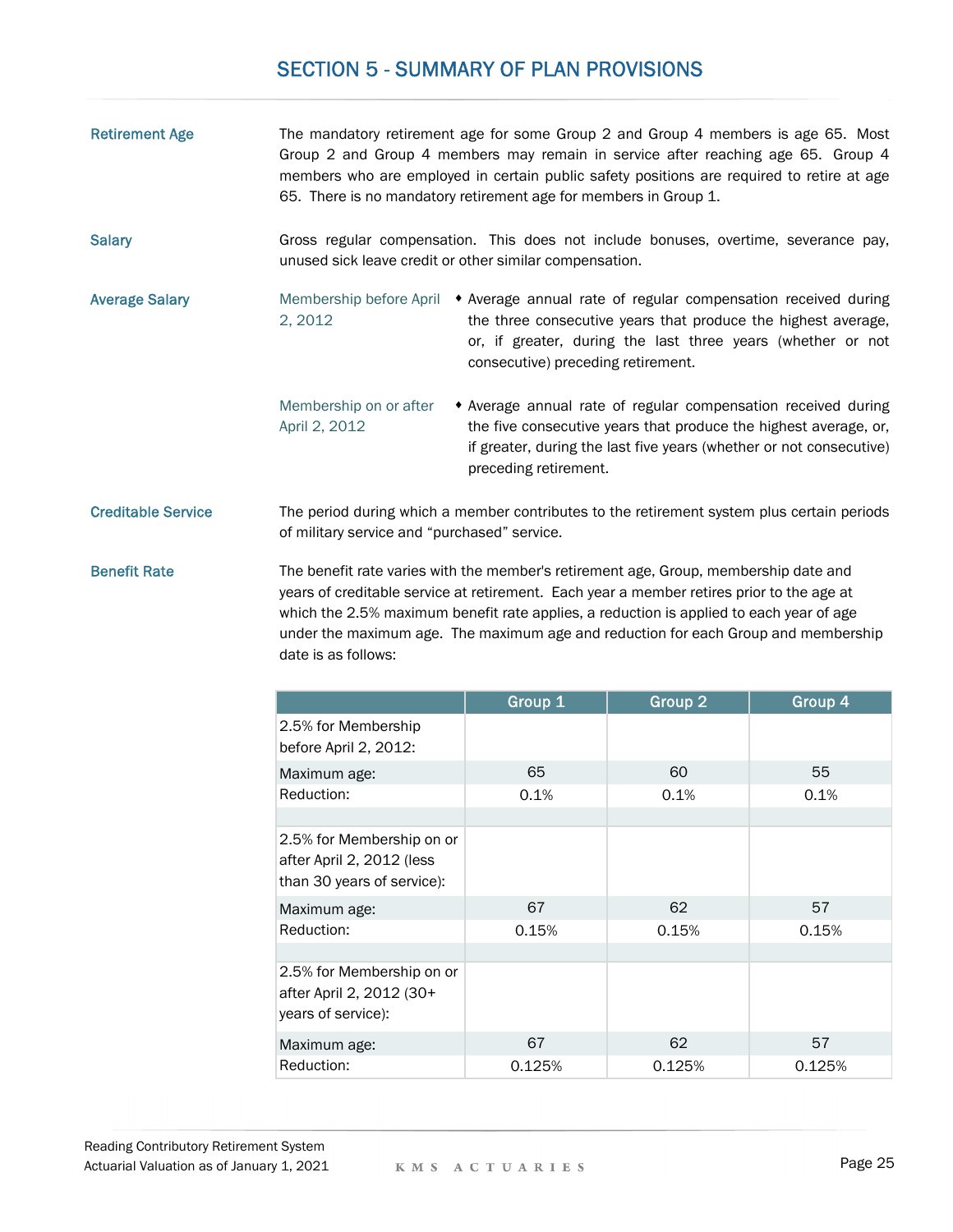# SECTION 5 - SUMMARY OF PLAN PROVISIONS

**Retirement Age**

The mandatory retirement age for some Group 2 and Group 4 members is age 65. Most Group 2 and Group 4 members may remain in service after reaching age 65. Group 4 members who are employed in certain public safety positions are required to retire at age 65. There is no mandatory retirement age for members in Group 1.

**Salary**

Gross regular compensation. This does not include bonuses, overtime, severance pay, unused sick leave credit or other similar compensation.

**Average Salary**

Membership before April 2, 2012

- Average annual rate of regular compensation received during the three consecutive years that produce the highest average, or, if greater, during the last three years (whether or not consecutive) preceding retirement.

Membership on or after April 2, 2012

- Average annual rate of regular compensation received during the five consecutive years that produce the highest average, or, if greater, during the last five years (whether or not consecutive) preceding retirement.

**Creditable Service**

The period during which a member contributes to the retirement system plus certain periods of military service and "purchased" service.

**Benefit Rate**

The benefit rate varies with the member's retirement age, Group, membership date and years of creditable service at retirement. Each year a member retires prior to the age at which the 2.5% maximum benefit rate applies, a reduction is applied to each year of age under the maximum age. The maximum age and reduction for each Group and membership date is as follows:

| | Group 1 | Group 2 | Group 4 |
|---|---|---|---|
| 2.5% for Membership before April 2, 2012: | | | |
| Maximum age: | 65 | 60 | 55 |
| Reduction: | 0.1% | 0.1% | 0.1% |
| | | | |
| 2.5% for Membership on or after April 2, 2012 (less than 30 years of service): | | | |
| Maximum age: | 67 | 62 | 57 |
| Reduction: | 0.15% | 0.15% | 0.15% |
| | | | |
| 2.5% for Membership on or after April 2, 2012 (30+ years of service): | | | |
| Maximum age: | 67 | 62 | 57 |
| Reduction: | 0.125% | 0.125% | 0.125% |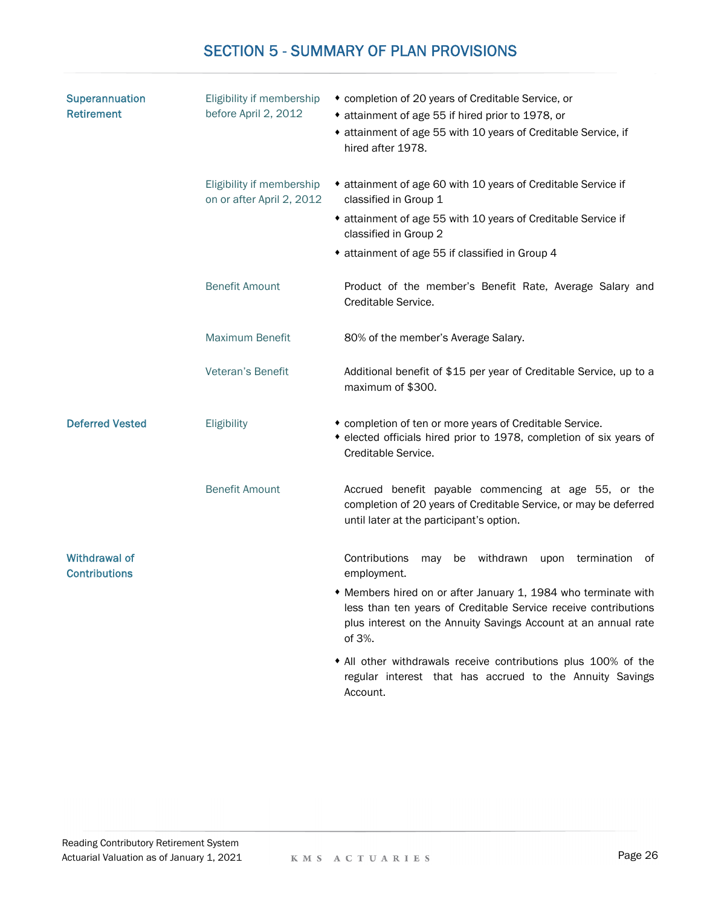# SECTION 5 - SUMMARY OF PLAN PROVISIONS

## Superannuation Retirement

**Eligibility if membership before April 2, 2012**

- completion of 20 years of Creditable Service, or
- attainment of age 55 if hired prior to 1978, or
- attainment of age 55 with 10 years of Creditable Service, if hired after 1978.

**Eligibility if membership on or after April 2, 2012**

- attainment of age 60 with 10 years of Creditable Service if classified in Group 1
- attainment of age 55 with 10 years of Creditable Service if classified in Group 2
- attainment of age 55 if classified in Group 4

**Benefit Amount**

Product of the member's Benefit Rate, Average Salary and Creditable Service.

**Maximum Benefit**

80% of the member's Average Salary.

**Veteran's Benefit**

Additional benefit of $15 per year of Creditable Service, up to a maximum of $300.

## Deferred Vested

**Eligibility**

- completion of ten or more years of Creditable Service.
- elected officials hired prior to 1978, completion of six years of Creditable Service.

**Benefit Amount**

Accrued benefit payable commencing at age 55, or the completion of 20 years of Creditable Service, or may be deferred until later at the participant's option.

## Withdrawal of Contributions

Contributions may be withdrawn upon termination of employment.

- Members hired on or after January 1, 1984 who terminate with less than ten years of Creditable Service receive contributions plus interest on the Annuity Savings Account at an annual rate of 3%.
- All other withdrawals receive contributions plus 100% of the regular interest that has accrued to the Annuity Savings Account.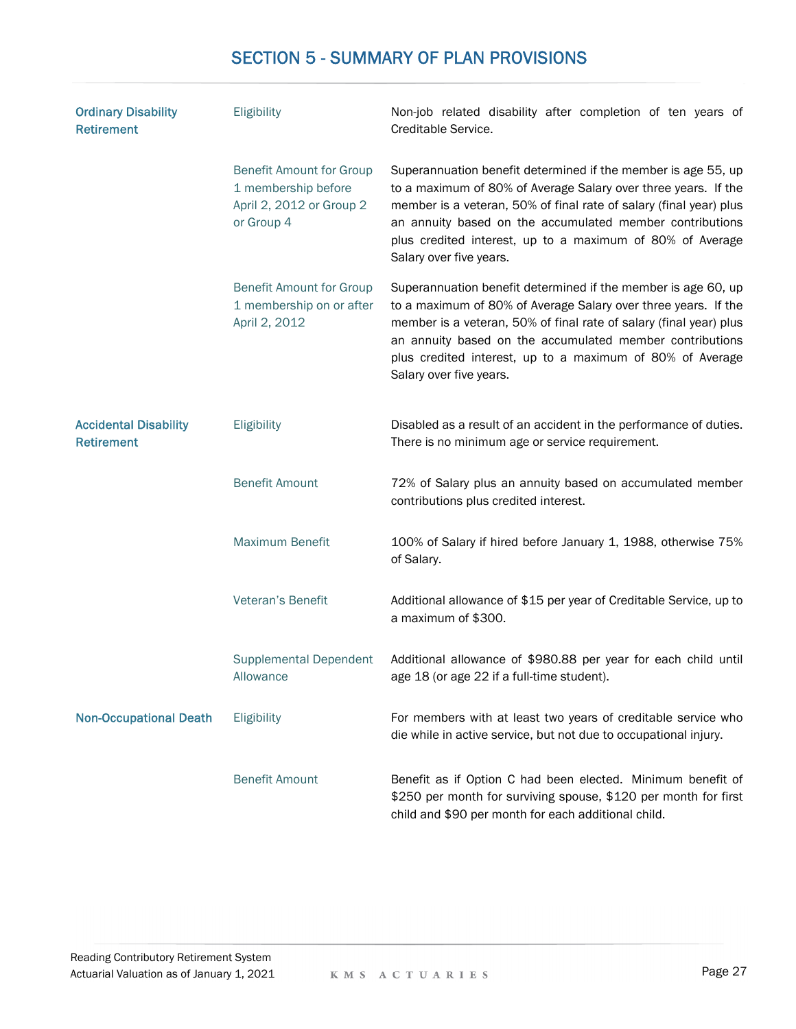## SECTION 5 - SUMMARY OF PLAN PROVISIONS

| | | |
|---|---|---|
| **Ordinary Disability Retirement** | Eligibility | Non-job related disability after completion of ten years of Creditable Service. |
| | Benefit Amount for Group 1 membership before April 2, 2012 or Group 2 or Group 4 | Superannuation benefit determined if the member is age 55, up to a maximum of 80% of Average Salary over three years. If the member is a veteran, 50% of final rate of salary (final year) plus an annuity based on the accumulated member contributions plus credited interest, up to a maximum of 80% of Average Salary over five years. |
| | Benefit Amount for Group 1 membership on or after April 2, 2012 | Superannuation benefit determined if the member is age 60, up to a maximum of 80% of Average Salary over three years. If the member is a veteran, 50% of final rate of salary (final year) plus an annuity based on the accumulated member contributions plus credited interest, up to a maximum of 80% of Average Salary over five years. |
| **Accidental Disability Retirement** | Eligibility | Disabled as a result of an accident in the performance of duties. There is no minimum age or service requirement. |
| | Benefit Amount | 72% of Salary plus an annuity based on accumulated member contributions plus credited interest. |
| | Maximum Benefit | 100% of Salary if hired before January 1, 1988, otherwise 75% of Salary. |
| | Veteran's Benefit | Additional allowance of $15 per year of Creditable Service, up to a maximum of $300. |
| | Supplemental Dependent Allowance | Additional allowance of $980.88 per year for each child until age 18 (or age 22 if a full-time student). |
| **Non-Occupational Death** | Eligibility | For members with at least two years of creditable service who die while in active service, but not due to occupational injury. |
| | Benefit Amount | Benefit as if Option C had been elected. Minimum benefit of $250 per month for surviving spouse, $120 per month for first child and $90 per month for each additional child. |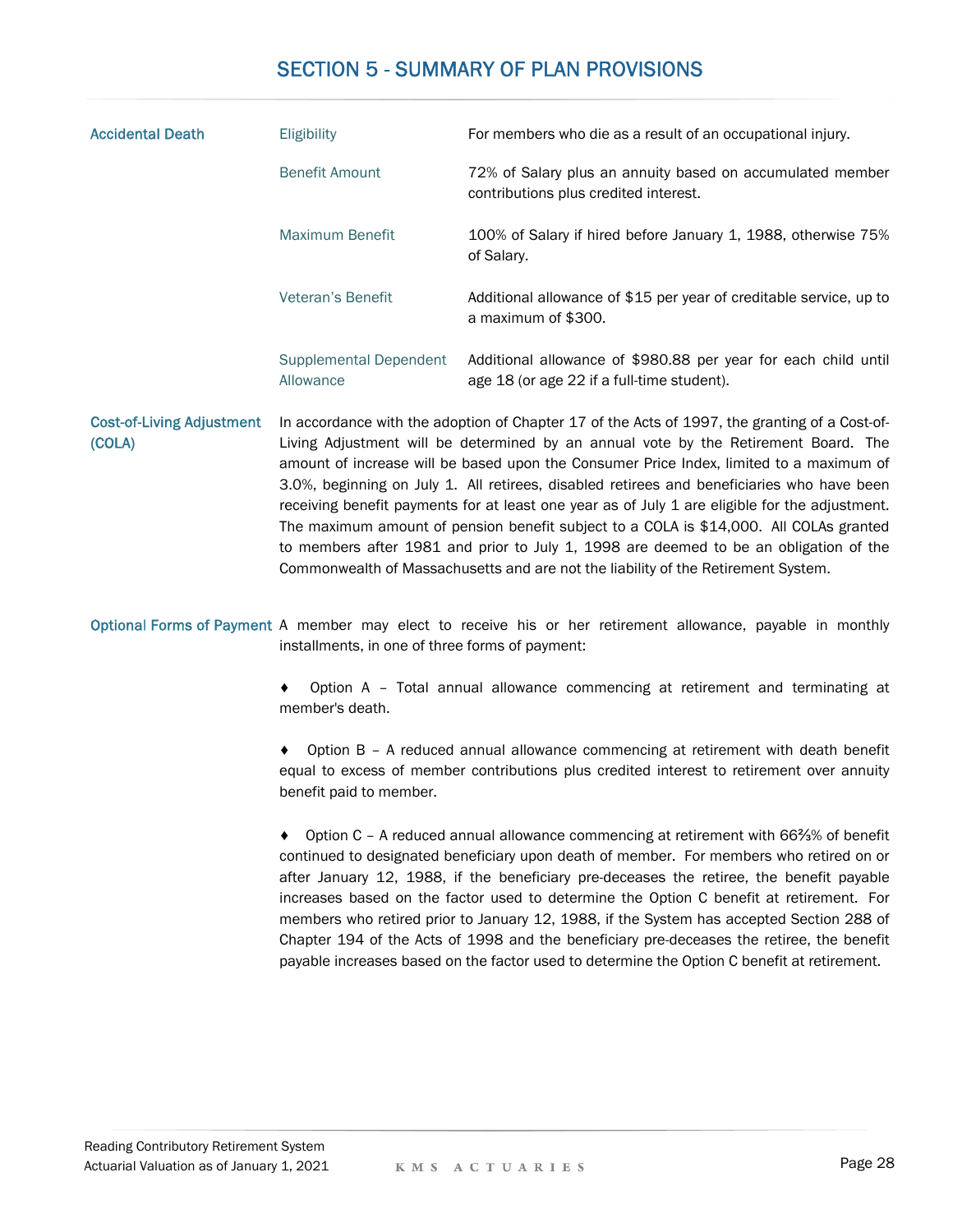## SECTION 5 - SUMMARY OF PLAN PROVISIONS

**Accidental Death**

| | | |
|---|---|---|
| | Eligibility | For members who die as a result of an occupational injury. |
| | Benefit Amount | 72% of Salary plus an annuity based on accumulated member contributions plus credited interest. |
| | Maximum Benefit | 100% of Salary if hired before January 1, 1988, otherwise 75% of Salary. |
| | Veteran's Benefit | Additional allowance of $15 per year of creditable service, up to a maximum of $300. |
| | Supplemental Dependent Allowance | Additional allowance of $980.88 per year for each child until age 18 (or age 22 if a full-time student). |

**Cost-of-Living Adjustment (COLA)**

In accordance with the adoption of Chapter 17 of the Acts of 1997, the granting of a Cost-of-Living Adjustment will be determined by an annual vote by the Retirement Board. The amount of increase will be based upon the Consumer Price Index, limited to a maximum of 3.0%, beginning on July 1. All retirees, disabled retirees and beneficiaries who have been receiving benefit payments for at least one year as of July 1 are eligible for the adjustment. The maximum amount of pension benefit subject to a COLA is $14,000. All COLAs granted to members after 1981 and prior to July 1, 1998 are deemed to be an obligation of the Commonwealth of Massachusetts and are not the liability of the Retirement System.

**Optional Forms of Payment**

A member may elect to receive his or her retirement allowance, payable in monthly installments, in one of three forms of payment:

- Option A – Total annual allowance commencing at retirement and terminating at member's death.

- Option B – A reduced annual allowance commencing at retirement with death benefit equal to excess of member contributions plus credited interest to retirement over annuity benefit paid to member.

- Option C – A reduced annual allowance commencing at retirement with 66⅔% of benefit continued to designated beneficiary upon death of member. For members who retired on or after January 12, 1988, if the beneficiary pre-deceases the retiree, the benefit payable increases based on the factor used to determine the Option C benefit at retirement. For members who retired prior to January 12, 1988, if the System has accepted Section 288 of Chapter 194 of the Acts of 1998 and the beneficiary pre-deceases the retiree, the benefit payable increases based on the factor used to determine the Option C benefit at retirement.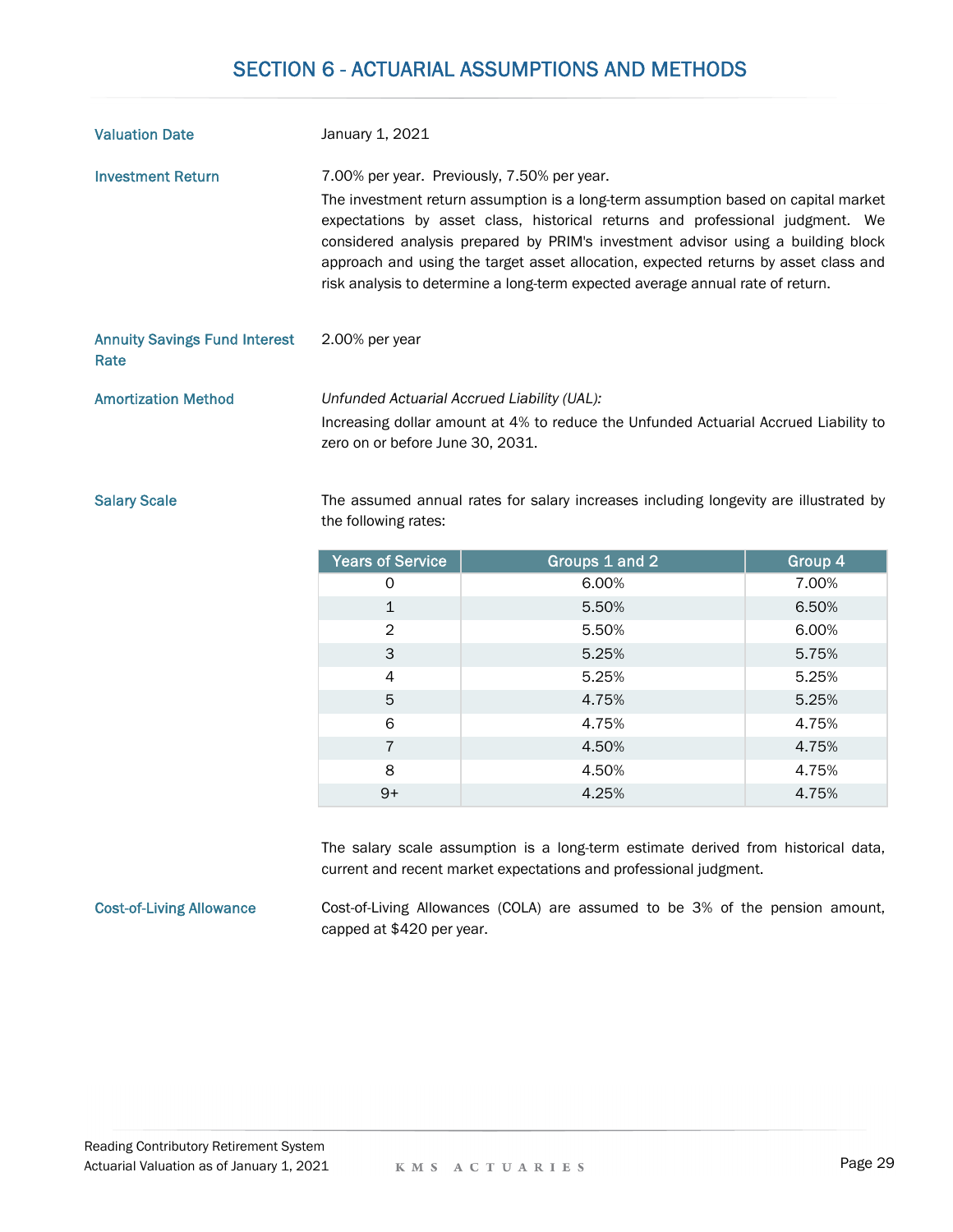# SECTION 6 - ACTUARIAL ASSUMPTIONS AND METHODS

**Valuation Date**

January 1, 2021

**Investment Return**

7.00% per year. Previously, 7.50% per year.

The investment return assumption is a long-term assumption based on capital market expectations by asset class, historical returns and professional judgment. We considered analysis prepared by PRIM's investment advisor using a building block approach and using the target asset allocation, expected returns by asset class and risk analysis to determine a long-term expected average annual rate of return.

**Annuity Savings Fund Interest Rate**

2.00% per year

**Amortization Method**

*Unfunded Actuarial Accrued Liability (UAL):*

Increasing dollar amount at 4% to reduce the Unfunded Actuarial Accrued Liability to zero on or before June 30, 2031.

**Salary Scale**

The assumed annual rates for salary increases including longevity are illustrated by the following rates:

| Years of Service | Groups 1 and 2 | Group 4 |
|---|---|---|
| 0 | 6.00% | 7.00% |
| 1 | 5.50% | 6.50% |
| 2 | 5.50% | 6.00% |
| 3 | 5.25% | 5.75% |
| 4 | 5.25% | 5.25% |
| 5 | 4.75% | 5.25% |
| 6 | 4.75% | 4.75% |
| 7 | 4.50% | 4.75% |
| 8 | 4.50% | 4.75% |
| 9+ | 4.25% | 4.75% |

The salary scale assumption is a long-term estimate derived from historical data, current and recent market expectations and professional judgment.

**Cost-of-Living Allowance**

Cost-of-Living Allowances (COLA) are assumed to be 3% of the pension amount, capped at $420 per year.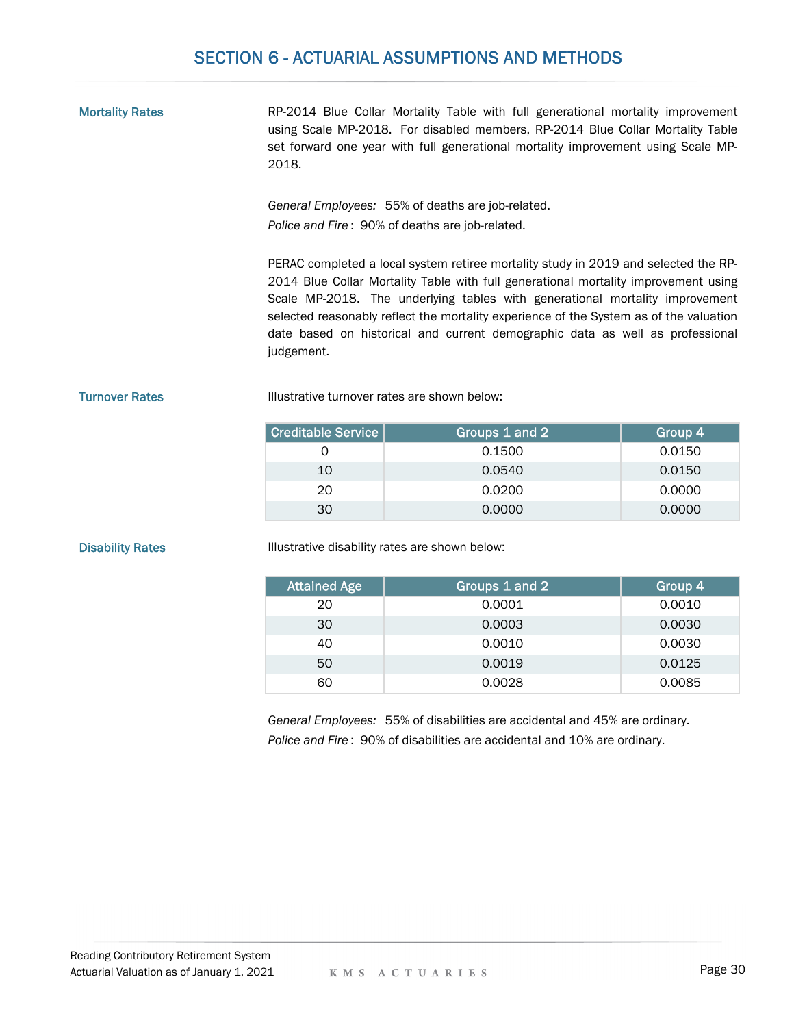## SECTION 6 - ACTUARIAL ASSUMPTIONS AND METHODS

**Mortality Rates**

RP-2014 Blue Collar Mortality Table with full generational mortality improvement using Scale MP-2018. For disabled members, RP-2014 Blue Collar Mortality Table set forward one year with full generational mortality improvement using Scale MP-2018.

*General Employees:* 55% of deaths are job-related.
*Police and Fire* : 90% of deaths are job-related.

PERAC completed a local system retiree mortality study in 2019 and selected the RP-2014 Blue Collar Mortality Table with full generational mortality improvement using Scale MP-2018. The underlying tables with generational mortality improvement selected reasonably reflect the mortality experience of the System as of the valuation date based on historical and current demographic data as well as professional judgement.

**Turnover Rates**

Illustrative turnover rates are shown below:

| Creditable Service | Groups 1 and 2 | Group 4 |
|---|---|---|
| 0 | 0.1500 | 0.0150 |
| 10 | 0.0540 | 0.0150 |
| 20 | 0.0200 | 0.0000 |
| 30 | 0.0000 | 0.0000 |

**Disability Rates**

Illustrative disability rates are shown below:

| Attained Age | Groups 1 and 2 | Group 4 |
|---|---|---|
| 20 | 0.0001 | 0.0010 |
| 30 | 0.0003 | 0.0030 |
| 40 | 0.0010 | 0.0030 |
| 50 | 0.0019 | 0.0125 |
| 60 | 0.0028 | 0.0085 |

*General Employees:* 55% of disabilities are accidental and 45% are ordinary.
*Police and Fire* : 90% of disabilities are accidental and 10% are ordinary.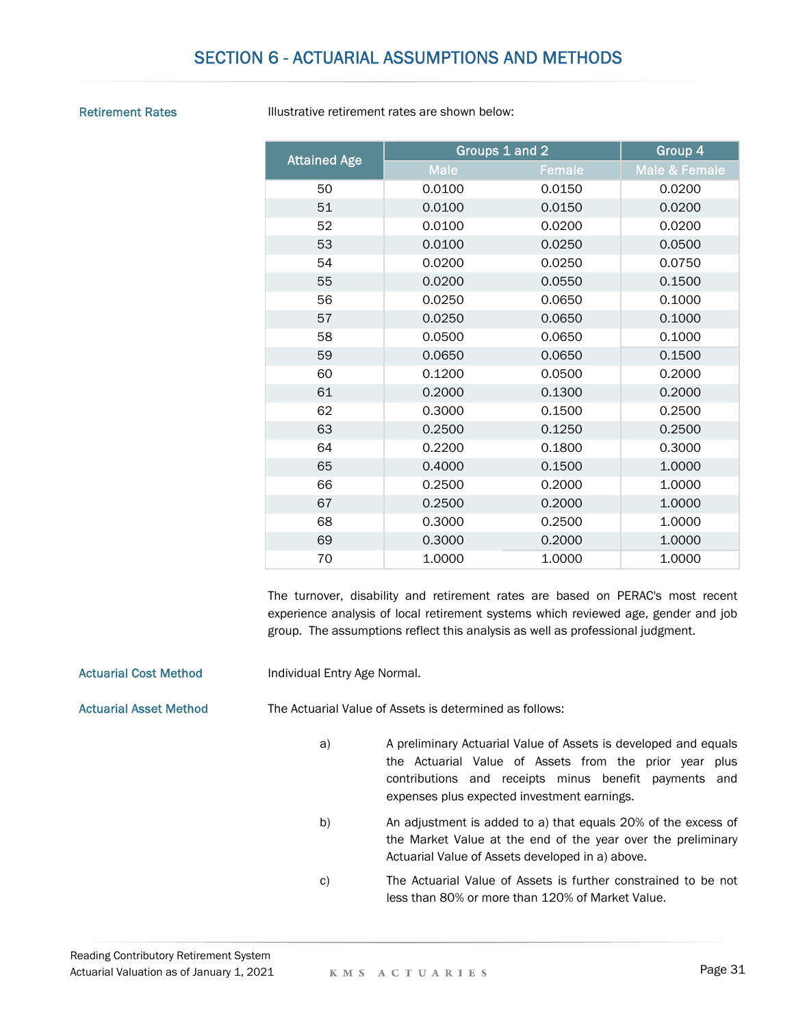# SECTION 6 - ACTUARIAL ASSUMPTIONS AND METHODS

**Retirement Rates**

Illustrative retirement rates are shown below:

| Attained Age | Groups 1 and 2 | | Group 4 |
|---|---|---|---|
| | Male | Female | Male & Female |
| 50 | 0.0100 | 0.0150 | 0.0200 |
| 51 | 0.0100 | 0.0150 | 0.0200 |
| 52 | 0.0100 | 0.0200 | 0.0200 |
| 53 | 0.0100 | 0.0250 | 0.0500 |
| 54 | 0.0200 | 0.0250 | 0.0750 |
| 55 | 0.0200 | 0.0550 | 0.1500 |
| 56 | 0.0250 | 0.0650 | 0.1000 |
| 57 | 0.0250 | 0.0650 | 0.1000 |
| 58 | 0.0500 | 0.0650 | 0.1000 |
| 59 | 0.0650 | 0.0650 | 0.1500 |
| 60 | 0.1200 | 0.0500 | 0.2000 |
| 61 | 0.2000 | 0.1300 | 0.2000 |
| 62 | 0.3000 | 0.1500 | 0.2500 |
| 63 | 0.2500 | 0.1250 | 0.2500 |
| 64 | 0.2200 | 0.1800 | 0.3000 |
| 65 | 0.4000 | 0.1500 | 1.0000 |
| 66 | 0.2500 | 0.2000 | 1.0000 |
| 67 | 0.2500 | 0.2000 | 1.0000 |
| 68 | 0.3000 | 0.2500 | 1.0000 |
| 69 | 0.3000 | 0.2000 | 1.0000 |
| 70 | 1.0000 | 1.0000 | 1.0000 |

The turnover, disability and retirement rates are based on PERAC's most recent experience analysis of local retirement systems which reviewed age, gender and job group. The assumptions reflect this analysis as well as professional judgment.

**Actuarial Cost Method**

Individual Entry Age Normal.

**Actuarial Asset Method**

The Actuarial Value of Assets is determined as follows:

a) A preliminary Actuarial Value of Assets is developed and equals the Actuarial Value of Assets from the prior year plus contributions and receipts minus benefit payments and expenses plus expected investment earnings.

b) An adjustment is added to a) that equals 20% of the excess of the Market Value at the end of the year over the preliminary Actuarial Value of Assets developed in a) above.

c) The Actuarial Value of Assets is further constrained to be not less than 80% or more than 120% of Market Value.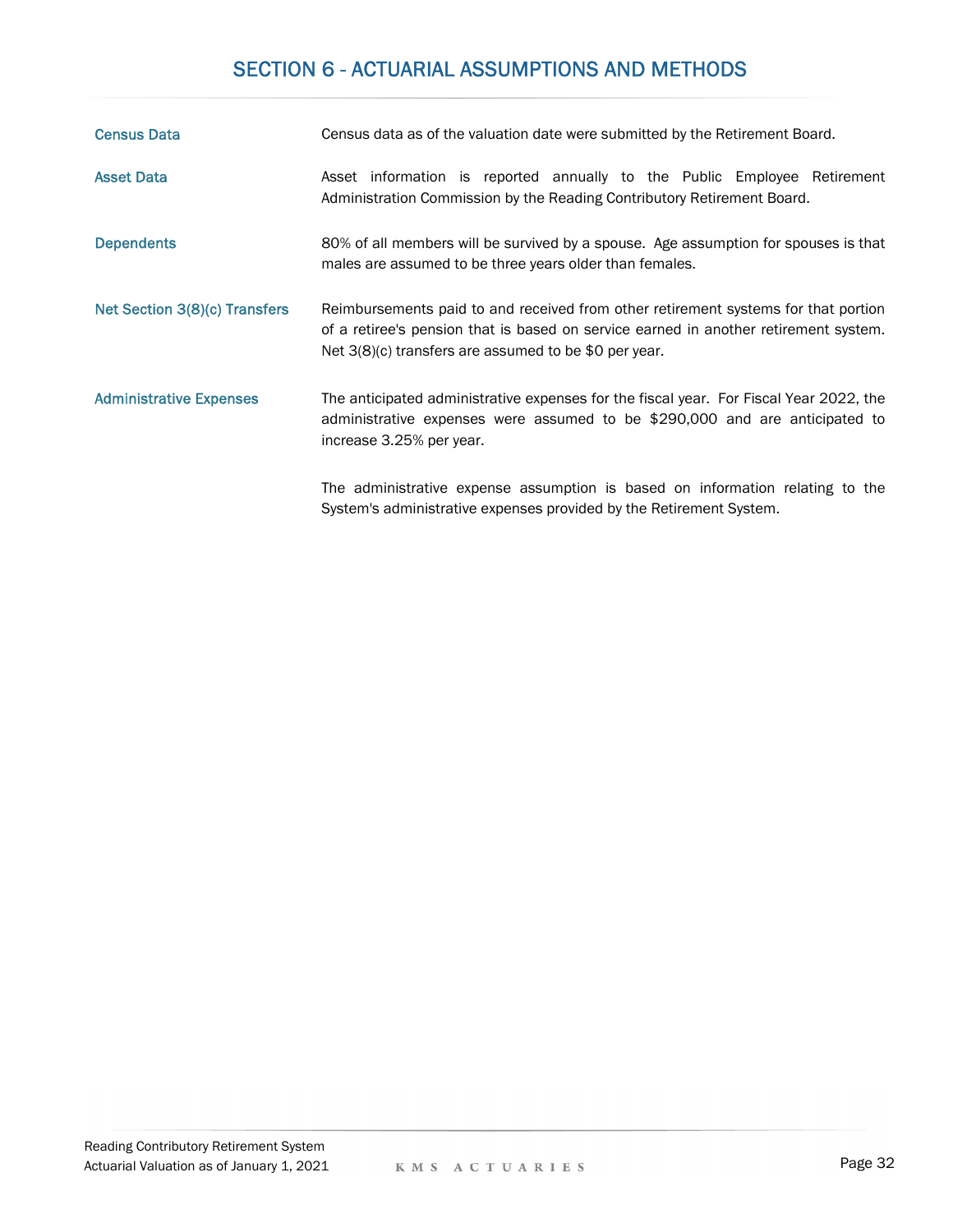# SECTION 6 - ACTUARIAL ASSUMPTIONS AND METHODS

**Census Data**

Census data as of the valuation date were submitted by the Retirement Board.

**Asset Data**

Asset information is reported annually to the Public Employee Retirement Administration Commission by the Reading Contributory Retirement Board.

**Dependents**

80% of all members will be survived by a spouse. Age assumption for spouses is that males are assumed to be three years older than females.

**Net Section 3(8)(c) Transfers**

Reimbursements paid to and received from other retirement systems for that portion of a retiree's pension that is based on service earned in another retirement system. Net 3(8)(c) transfers are assumed to be $0 per year.

**Administrative Expenses**

The anticipated administrative expenses for the fiscal year. For Fiscal Year 2022, the administrative expenses were assumed to be $290,000 and are anticipated to increase 3.25% per year.

The administrative expense assumption is based on information relating to the System's administrative expenses provided by the Retirement System.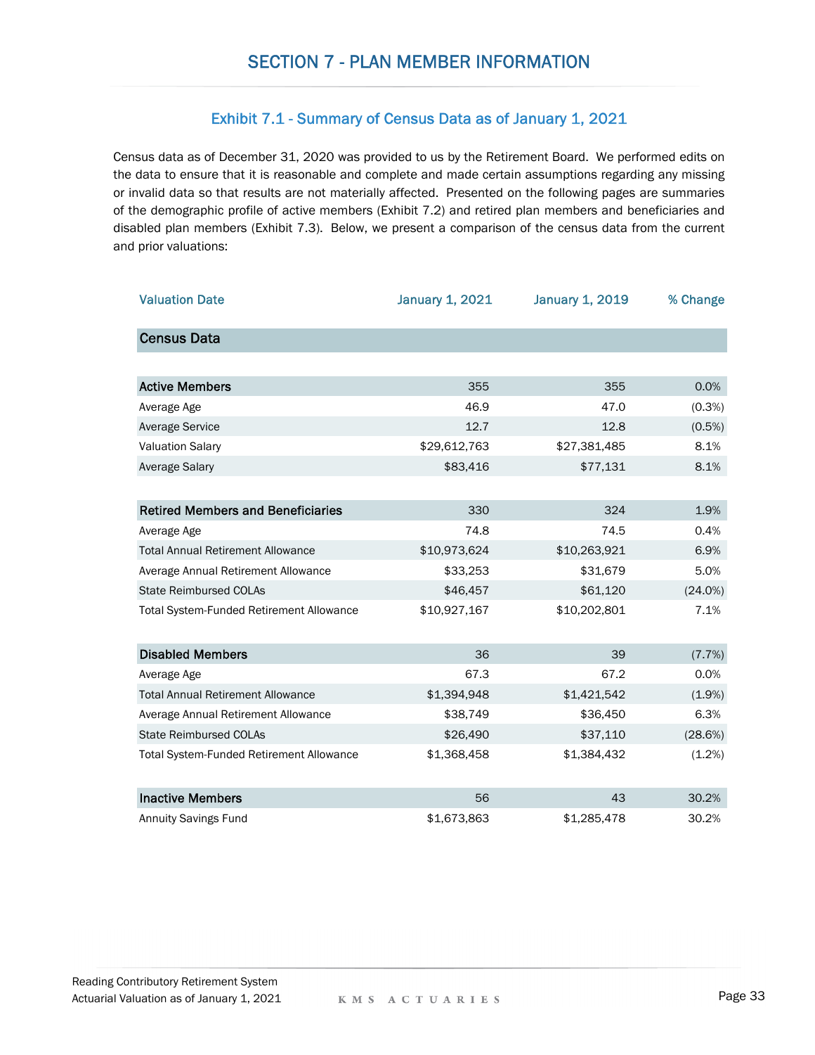# SECTION 7 - PLAN MEMBER INFORMATION

## Exhibit 7.1 - Summary of Census Data as of January 1, 2021

Census data as of December 31, 2020 was provided to us by the Retirement Board. We performed edits on the data to ensure that it is reasonable and complete and made certain assumptions regarding any missing or invalid data so that results are not materially affected. Presented on the following pages are summaries of the demographic profile of active members (Exhibit 7.2) and retired plan members and beneficiaries and disabled plan members (Exhibit 7.3). Below, we present a comparison of the census data from the current and prior valuations:

| Valuation Date | January 1, 2021 | January 1, 2019 | % Change |
|---|---|---|---|
| **Census Data** | | | |
| **Active Members** | 355 | 355 | 0.0% |
| Average Age | 46.9 | 47.0 | (0.3%) |
| Average Service | 12.7 | 12.8 | (0.5%) |
| Valuation Salary | $29,612,763 | $27,381,485 | 8.1% |
| Average Salary | $83,416 | $77,131 | 8.1% |
| **Retired Members and Beneficiaries** | 330 | 324 | 1.9% |
| Average Age | 74.8 | 74.5 | 0.4% |
| Total Annual Retirement Allowance | $10,973,624 | $10,263,921 | 6.9% |
| Average Annual Retirement Allowance | $33,253 | $31,679 | 5.0% |
| State Reimbursed COLAs | $46,457 | $61,120 | (24.0%) |
| Total System-Funded Retirement Allowance | $10,927,167 | $10,202,801 | 7.1% |
| **Disabled Members** | 36 | 39 | (7.7%) |
| Average Age | 67.3 | 67.2 | 0.0% |
| Total Annual Retirement Allowance | $1,394,948 | $1,421,542 | (1.9%) |
| Average Annual Retirement Allowance | $38,749 | $36,450 | 6.3% |
| State Reimbursed COLAs | $26,490 | $37,110 | (28.6%) |
| Total System-Funded Retirement Allowance | $1,368,458 | $1,384,432 | (1.2%) |
| **Inactive Members** | 56 | 43 | 30.2% |
| Annuity Savings Fund | $1,673,863 | $1,285,478 | 30.2% |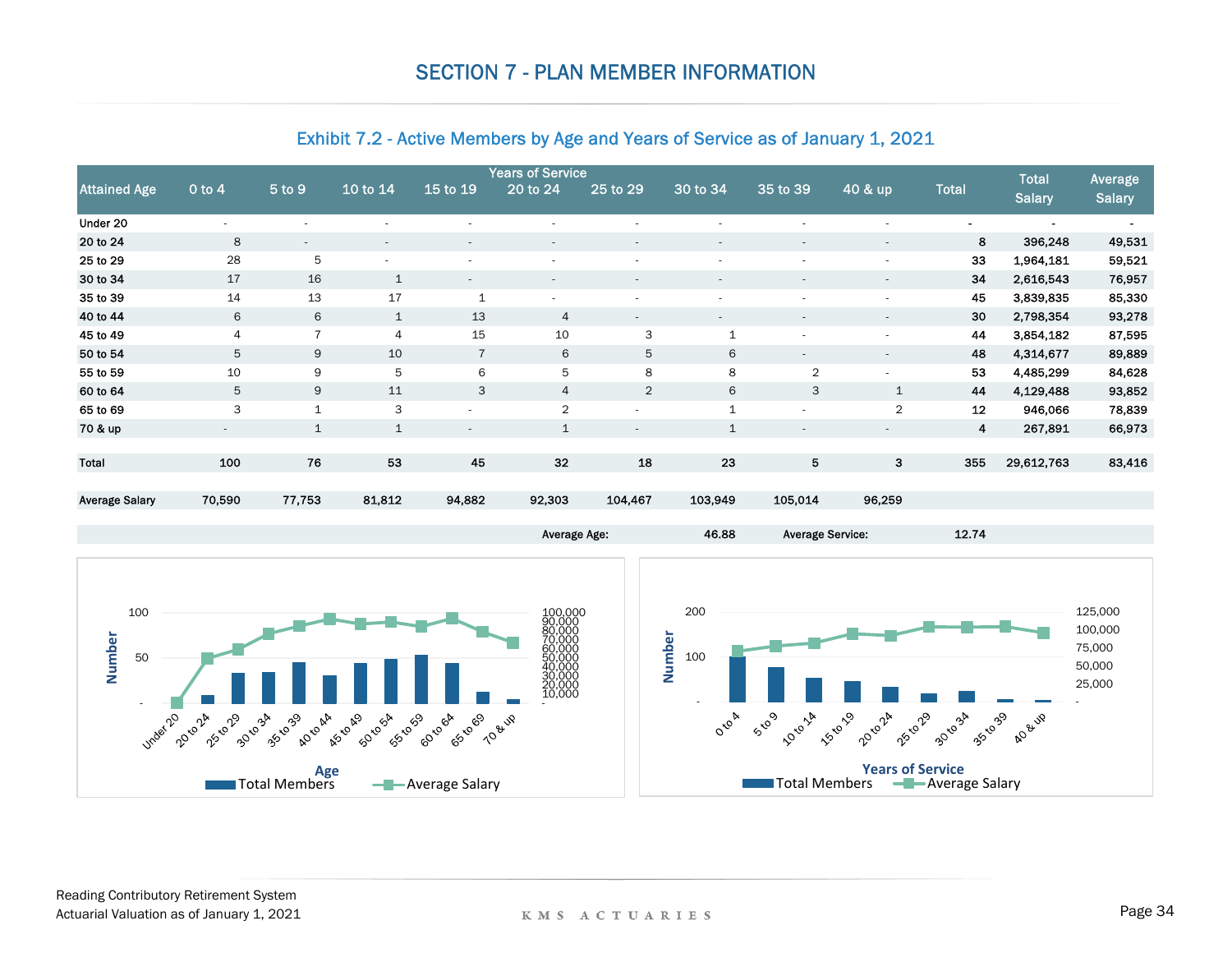# SECTION 7 - PLAN MEMBER INFORMATION

## Exhibit 7.2 - Active Members by Age and Years of Service as of January 1, 2021

| Attained Age | Years of Service | | | | | | | | | Total | Total Salary | Average Salary |
|---|---|---|---|---|---|---|---|---|---|---|---|---|
| | 0 to 4 | 5 to 9 | 10 to 14 | 15 to 19 | 20 to 24 | 25 to 29 | 30 to 34 | 35 to 39 | 40 & up | | | |
| Under 20 | - | - | - | - | - | - | - | - | - | - | - | - |
| 20 to 24 | 8 | - | - | - | - | - | - | - | - | 8 | 396,248 | 49,531 |
| 25 to 29 | 28 | 5 | - | - | - | - | - | - | - | 33 | 1,964,181 | 59,521 |
| 30 to 34 | 17 | 16 | 1 | - | - | - | - | - | - | 34 | 2,616,543 | 76,957 |
| 35 to 39 | 14 | 13 | 17 | 1 | - | - | - | - | - | 45 | 3,839,835 | 85,330 |
| 40 to 44 | 6 | 6 | 1 | 13 | 4 | - | - | - | - | 30 | 2,798,354 | 93,278 |
| 45 to 49 | 4 | 7 | 4 | 15 | 10 | 3 | 1 | - | - | 44 | 3,854,182 | 87,595 |
| 50 to 54 | 5 | 9 | 10 | 7 | 6 | 5 | 6 | - | - | 48 | 4,314,677 | 89,889 |
| 55 to 59 | 10 | 9 | 5 | 6 | 5 | 8 | 8 | 2 | - | 53 | 4,485,299 | 84,628 |
| 60 to 64 | 5 | 9 | 11 | 3 | 4 | 2 | 6 | 3 | 1 | 44 | 4,129,488 | 93,852 |
| 65 to 69 | 3 | 1 | 3 | - | 2 | - | 1 | - | 2 | 12 | 946,066 | 78,839 |
| 70 & up | - | 1 | 1 | - | 1 | - | 1 | - | - | 4 | 267,891 | 66,973 |
| Total | 100 | 76 | 53 | 45 | 32 | 18 | 23 | 5 | 3 | 355 | 29,612,763 | 83,416 |
| Average Salary | 70,590 | 77,753 | 81,812 | 94,882 | 92,303 | 104,467 | 103,949 | 105,014 | 96,259 | | | |

Average Age: 46.88    Average Service: 12.74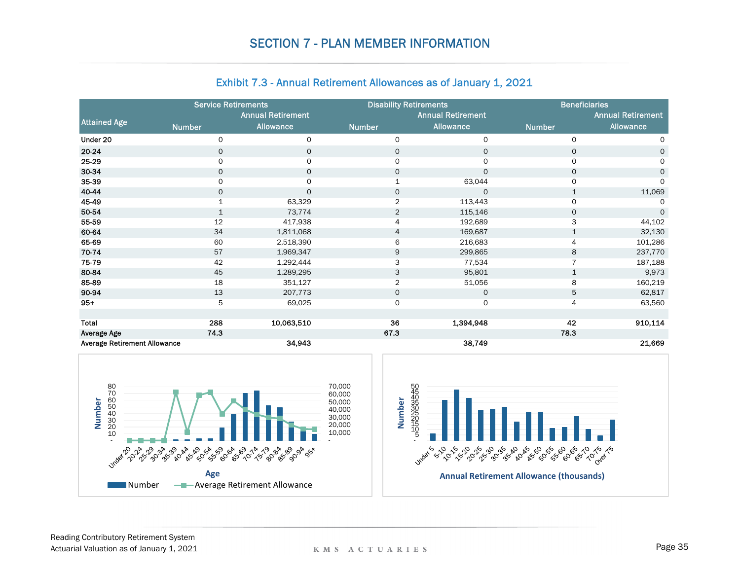# SECTION 7 - PLAN MEMBER INFORMATION

## Exhibit 7.3 - Annual Retirement Allowances as of January 1, 2021

| Attained Age | Service Retirements | | Disability Retirements | | Beneficiaries | |
|---|---|---|---|---|---|---|
| | Number | Annual Retirement Allowance | Number | Annual Retirement Allowance | Number | Annual Retirement Allowance |
| Under 20 | 0 | 0 | 0 | 0 | 0 | 0 |
| 20-24 | 0 | 0 | 0 | 0 | 0 | 0 |
| 25-29 | 0 | 0 | 0 | 0 | 0 | 0 |
| 30-34 | 0 | 0 | 0 | 0 | 0 | 0 |
| 35-39 | 0 | 0 | 1 | 63,044 | 0 | 0 |
| 40-44 | 0 | 0 | 0 | 0 | 1 | 11,069 |
| 45-49 | 1 | 63,329 | 2 | 113,443 | 0 | 0 |
| 50-54 | 1 | 73,774 | 2 | 115,146 | 0 | 0 |
| 55-59 | 12 | 417,938 | 4 | 192,689 | 3 | 44,102 |
| 60-64 | 34 | 1,811,068 | 4 | 169,687 | 1 | 32,130 |
| 65-69 | 60 | 2,518,390 | 6 | 216,683 | 4 | 101,286 |
| 70-74 | 57 | 1,969,347 | 9 | 299,865 | 8 | 237,770 |
| 75-79 | 42 | 1,292,444 | 3 | 77,534 | 7 | 187,188 |
| 80-84 | 45 | 1,289,295 | 3 | 95,801 | 1 | 9,973 |
| 85-89 | 18 | 351,127 | 2 | 51,056 | 8 | 160,219 |
| 90-94 | 13 | 207,773 | 0 | 0 | 5 | 62,817 |
| 95+ | 5 | 69,025 | 0 | 0 | 4 | 63,560 |
| | | | | | | |
| **Total** | **288** | **10,063,510** | **36** | **1,394,948** | **42** | **910,114** |
| **Average Age** | **74.3** | | **67.3** | | **78.3** | |
| **Average Retirement Allowance** | | **34,943** | | **38,749** | | **21,669** |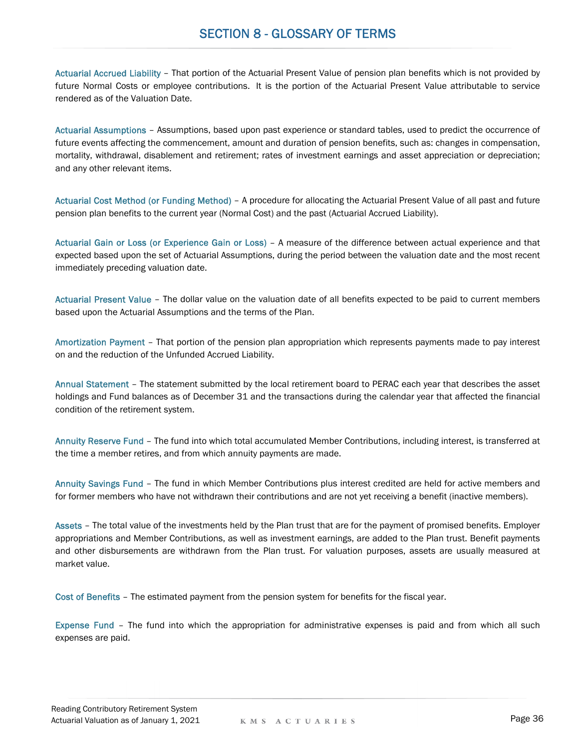# SECTION 8 - GLOSSARY OF TERMS

**Actuarial Accrued Liability** – That portion of the Actuarial Present Value of pension plan benefits which is not provided by future Normal Costs or employee contributions. It is the portion of the Actuarial Present Value attributable to service rendered as of the Valuation Date.

**Actuarial Assumptions** – Assumptions, based upon past experience or standard tables, used to predict the occurrence of future events affecting the commencement, amount and duration of pension benefits, such as: changes in compensation, mortality, withdrawal, disablement and retirement; rates of investment earnings and asset appreciation or depreciation; and any other relevant items.

**Actuarial Cost Method (or Funding Method)** – A procedure for allocating the Actuarial Present Value of all past and future pension plan benefits to the current year (Normal Cost) and the past (Actuarial Accrued Liability).

**Actuarial Gain or Loss (or Experience Gain or Loss)** – A measure of the difference between actual experience and that expected based upon the set of Actuarial Assumptions, during the period between the valuation date and the most recent immediately preceding valuation date.

**Actuarial Present Value** – The dollar value on the valuation date of all benefits expected to be paid to current members based upon the Actuarial Assumptions and the terms of the Plan.

**Amortization Payment** – That portion of the pension plan appropriation which represents payments made to pay interest on and the reduction of the Unfunded Accrued Liability.

**Annual Statement** – The statement submitted by the local retirement board to PERAC each year that describes the asset holdings and Fund balances as of December 31 and the transactions during the calendar year that affected the financial condition of the retirement system.

**Annuity Reserve Fund** – The fund into which total accumulated Member Contributions, including interest, is transferred at the time a member retires, and from which annuity payments are made.

**Annuity Savings Fund** – The fund in which Member Contributions plus interest credited are held for active members and for former members who have not withdrawn their contributions and are not yet receiving a benefit (inactive members).

**Assets** – The total value of the investments held by the Plan trust that are for the payment of promised benefits. Employer appropriations and Member Contributions, as well as investment earnings, are added to the Plan trust. Benefit payments and other disbursements are withdrawn from the Plan trust. For valuation purposes, assets are usually measured at market value.

**Cost of Benefits** – The estimated payment from the pension system for benefits for the fiscal year.

**Expense Fund** – The fund into which the appropriation for administrative expenses is paid and from which all such expenses are paid.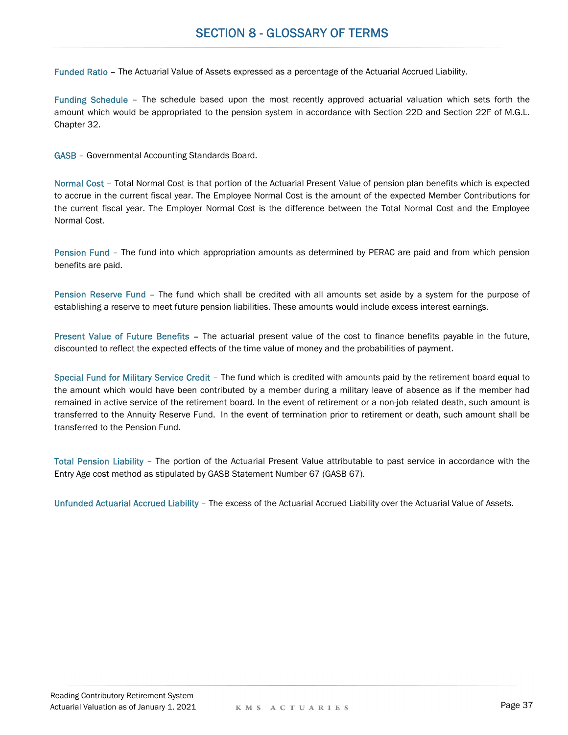# SECTION 8 - GLOSSARY OF TERMS

**Funded Ratio** – The Actuarial Value of Assets expressed as a percentage of the Actuarial Accrued Liability.

**Funding Schedule** – The schedule based upon the most recently approved actuarial valuation which sets forth the amount which would be appropriated to the pension system in accordance with Section 22D and Section 22F of M.G.L. Chapter 32.

**GASB** – Governmental Accounting Standards Board.

**Normal Cost** – Total Normal Cost is that portion of the Actuarial Present Value of pension plan benefits which is expected to accrue in the current fiscal year. The Employee Normal Cost is the amount of the expected Member Contributions for the current fiscal year. The Employer Normal Cost is the difference between the Total Normal Cost and the Employee Normal Cost.

**Pension Fund** – The fund into which appropriation amounts as determined by PERAC are paid and from which pension benefits are paid.

**Pension Reserve Fund** – The fund which shall be credited with all amounts set aside by a system for the purpose of establishing a reserve to meet future pension liabilities. These amounts would include excess interest earnings.

**Present Value of Future Benefits** – The actuarial present value of the cost to finance benefits payable in the future, discounted to reflect the expected effects of the time value of money and the probabilities of payment.

**Special Fund for Military Service Credit** – The fund which is credited with amounts paid by the retirement board equal to the amount which would have been contributed by a member during a military leave of absence as if the member had remained in active service of the retirement board. In the event of retirement or a non-job related death, such amount is transferred to the Annuity Reserve Fund. In the event of termination prior to retirement or death, such amount shall be transferred to the Pension Fund.

**Total Pension Liability** – The portion of the Actuarial Present Value attributable to past service in accordance with the Entry Age cost method as stipulated by GASB Statement Number 67 (GASB 67).

**Unfunded Actuarial Accrued Liability** – The excess of the Actuarial Accrued Liability over the Actuarial Value of Assets.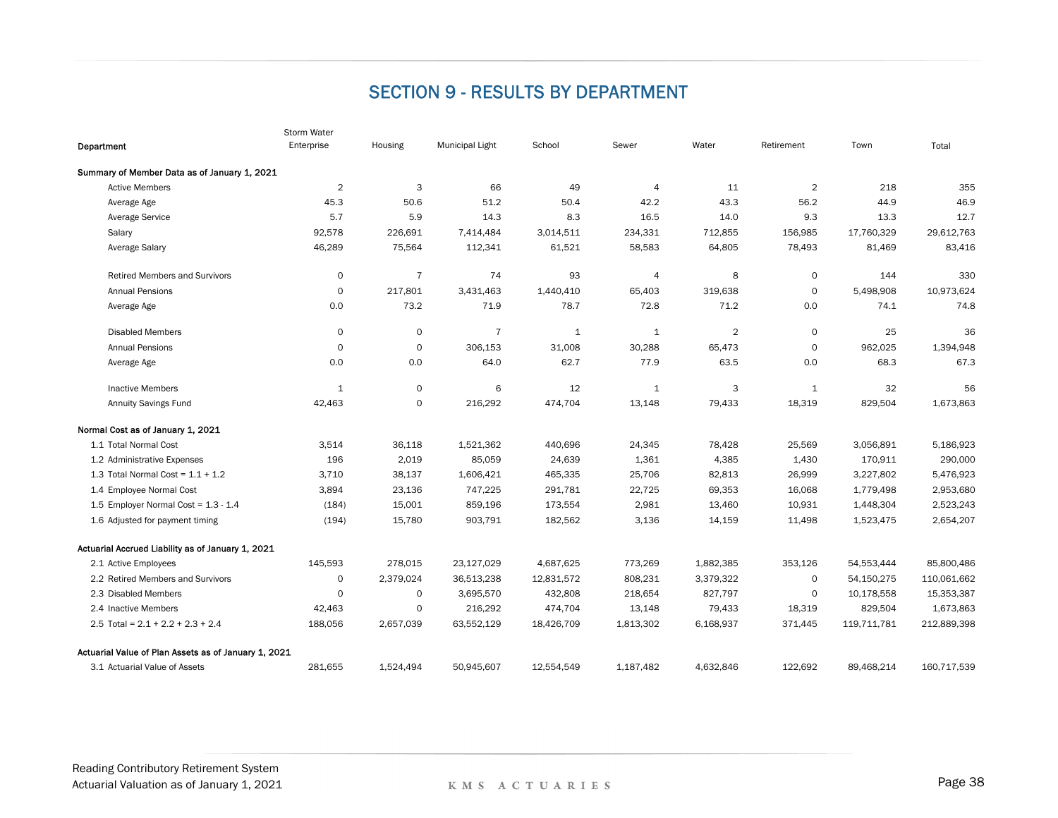# SECTION 9 - RESULTS BY DEPARTMENT

| Department | Storm Water Enterprise | Housing | Municipal Light | School | Sewer | Water | Retirement | Town | Total |
|---|---|---|---|---|---|---|---|---|---|
| **Summary of Member Data as of January 1, 2021** | | | | | | | | | |
| Active Members | 2 | 3 | 66 | 49 | 4 | 11 | 2 | 218 | 355 |
| Average Age | 45.3 | 50.6 | 51.2 | 50.4 | 42.2 | 43.3 | 56.2 | 44.9 | 46.9 |
| Average Service | 5.7 | 5.9 | 14.3 | 8.3 | 16.5 | 14.0 | 9.3 | 13.3 | 12.7 |
| Salary | 92,578 | 226,691 | 7,414,484 | 3,014,511 | 234,331 | 712,855 | 156,985 | 17,760,329 | 29,612,763 |
| Average Salary | 46,289 | 75,564 | 112,341 | 61,521 | 58,583 | 64,805 | 78,493 | 81,469 | 83,416 |
| Retired Members and Survivors | 0 | 7 | 74 | 93 | 4 | 8 | 0 | 144 | 330 |
| Annual Pensions | 0 | 217,801 | 3,431,463 | 1,440,410 | 65,403 | 319,638 | 0 | 5,498,908 | 10,973,624 |
| Average Age | 0.0 | 73.2 | 71.9 | 78.7 | 72.8 | 71.2 | 0.0 | 74.1 | 74.8 |
| Disabled Members | 0 | 0 | 7 | 1 | 1 | 2 | 0 | 25 | 36 |
| Annual Pensions | 0 | 0 | 306,153 | 31,008 | 30,288 | 65,473 | 0 | 962,025 | 1,394,948 |
| Average Age | 0.0 | 0.0 | 64.0 | 62.7 | 77.9 | 63.5 | 0.0 | 68.3 | 67.3 |
| Inactive Members | 1 | 0 | 6 | 12 | 1 | 3 | 1 | 32 | 56 |
| Annuity Savings Fund | 42,463 | 0 | 216,292 | 474,704 | 13,148 | 79,433 | 18,319 | 829,504 | 1,673,863 |
| **Normal Cost as of January 1, 2021** | | | | | | | | | |
| 1.1 Total Normal Cost | 3,514 | 36,118 | 1,521,362 | 440,696 | 24,345 | 78,428 | 25,569 | 3,056,891 | 5,186,923 |
| 1.2 Administrative Expenses | 196 | 2,019 | 85,059 | 24,639 | 1,361 | 4,385 | 1,430 | 170,911 | 290,000 |
| 1.3 Total Normal Cost = 1.1 + 1.2 | 3,710 | 38,137 | 1,606,421 | 465,335 | 25,706 | 82,813 | 26,999 | 3,227,802 | 5,476,923 |
| 1.4 Employee Normal Cost | 3,894 | 23,136 | 747,225 | 291,781 | 22,725 | 69,353 | 16,068 | 1,779,498 | 2,953,680 |
| 1.5 Employer Normal Cost = 1.3 - 1.4 | (184) | 15,001 | 859,196 | 173,554 | 2,981 | 13,460 | 10,931 | 1,448,304 | 2,523,243 |
| 1.6 Adjusted for payment timing | (194) | 15,780 | 903,791 | 182,562 | 3,136 | 14,159 | 11,498 | 1,523,475 | 2,654,207 |
| **Actuarial Accrued Liability as of January 1, 2021** | | | | | | | | | |
| 2.1 Active Employees | 145,593 | 278,015 | 23,127,029 | 4,687,625 | 773,269 | 1,882,385 | 353,126 | 54,553,444 | 85,800,486 |
| 2.2 Retired Members and Survivors | 0 | 2,379,024 | 36,513,238 | 12,831,572 | 808,231 | 3,379,322 | 0 | 54,150,275 | 110,061,662 |
| 2.3 Disabled Members | 0 | 0 | 3,695,570 | 432,808 | 218,654 | 827,797 | 0 | 10,178,558 | 15,353,387 |
| 2.4 Inactive Members | 42,463 | 0 | 216,292 | 474,704 | 13,148 | 79,433 | 18,319 | 829,504 | 1,673,863 |
| 2.5 Total = 2.1 + 2.2 + 2.3 + 2.4 | 188,056 | 2,657,039 | 63,552,129 | 18,426,709 | 1,813,302 | 6,168,937 | 371,445 | 119,711,781 | 212,889,398 |
| **Actuarial Value of Plan Assets as of January 1, 2021** | | | | | | | | | |
| 3.1 Actuarial Value of Assets | 281,655 | 1,524,494 | 50,945,607 | 12,554,549 | 1,187,482 | 4,632,846 | 122,692 | 89,468,214 | 160,717,539 |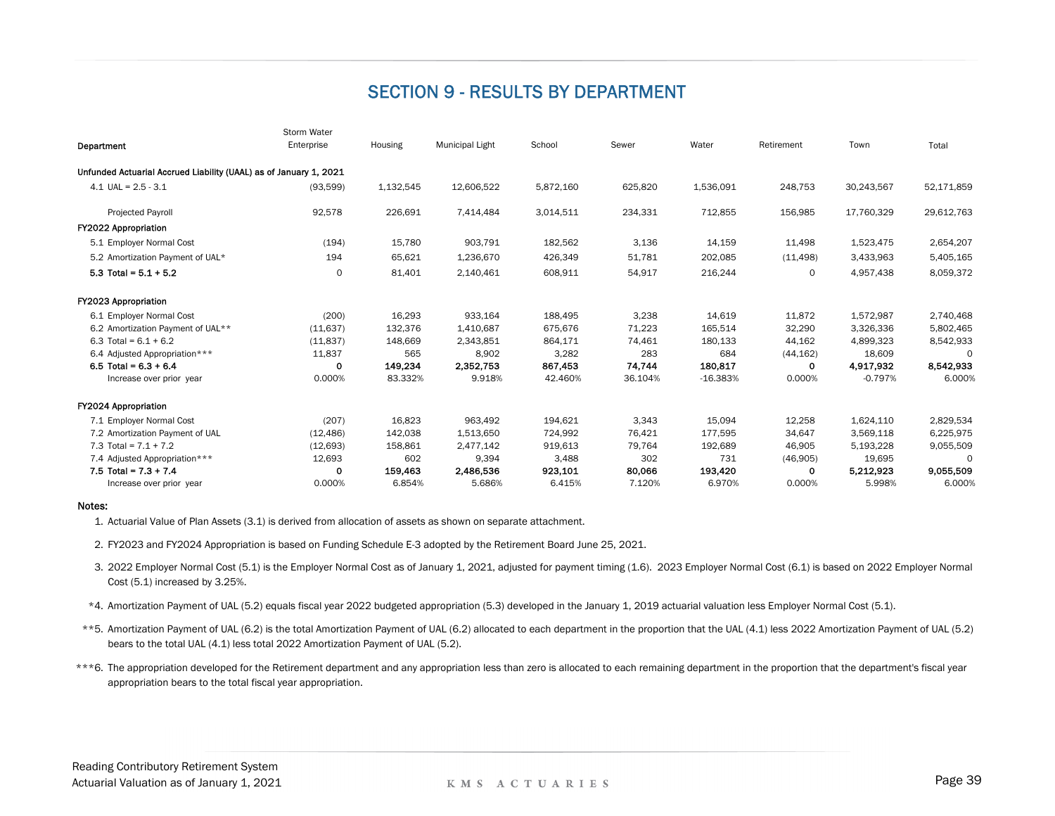# SECTION 9 - RESULTS BY DEPARTMENT

| Department | Storm Water Enterprise | Housing | Municipal Light | School | Sewer | Water | Retirement | Town | Total |
|---|---|---|---|---|---|---|---|---|---|
| **Unfunded Actuarial Accrued Liability (UAAL) as of January 1, 2021** | | | | | | | | | |
| 4.1 UAL = 2.5 - 3.1 | (93,599) | 1,132,545 | 12,606,522 | 5,872,160 | 625,820 | 1,536,091 | 248,753 | 30,243,567 | 52,171,859 |
| Projected Payroll | 92,578 | 226,691 | 7,414,484 | 3,014,511 | 234,331 | 712,855 | 156,985 | 17,760,329 | 29,612,763 |
| **FY2022 Appropriation** | | | | | | | | | |
| 5.1 Employer Normal Cost | (194) | 15,780 | 903,791 | 182,562 | 3,136 | 14,159 | 11,498 | 1,523,475 | 2,654,207 |
| 5.2 Amortization Payment of UAL* | 194 | 65,621 | 1,236,670 | 426,349 | 51,781 | 202,085 | (11,498) | 3,433,963 | 5,405,165 |
| **5.3 Total = 5.1 + 5.2** | 0 | 81,401 | 2,140,461 | 608,911 | 54,917 | 216,244 | 0 | 4,957,438 | 8,059,372 |
| **FY2023 Appropriation** | | | | | | | | | |
| 6.1 Employer Normal Cost | (200) | 16,293 | 933,164 | 188,495 | 3,238 | 14,619 | 11,872 | 1,572,987 | 2,740,468 |
| 6.2 Amortization Payment of UAL** | (11,637) | 132,376 | 1,410,687 | 675,676 | 71,223 | 165,514 | 32,290 | 3,326,336 | 5,802,465 |
| 6.3 Total = 6.1 + 6.2 | (11,837) | 148,669 | 2,343,851 | 864,171 | 74,461 | 180,133 | 44,162 | 4,899,323 | 8,542,933 |
| 6.4 Adjusted Appropriation*** | 11,837 | 565 | 8,902 | 3,282 | 283 | 684 | (44,162) | 18,609 | 0 |
| **6.5 Total = 6.3 + 6.4** | **0** | **149,234** | **2,352,753** | **867,453** | **74,744** | **180,817** | **0** | **4,917,932** | **8,542,933** |
| Increase over prior year | 0.000% | 83.332% | 9.918% | 42.460% | 36.104% | -16.383% | 0.000% | -0.797% | 6.000% |
| **FY2024 Appropriation** | | | | | | | | | |
| 7.1 Employer Normal Cost | (207) | 16,823 | 963,492 | 194,621 | 3,343 | 15,094 | 12,258 | 1,624,110 | 2,829,534 |
| 7.2 Amortization Payment of UAL | (12,486) | 142,038 | 1,513,650 | 724,992 | 76,421 | 177,595 | 34,647 | 3,569,118 | 6,225,975 |
| 7.3 Total = 7.1 + 7.2 | (12,693) | 158,861 | 2,477,142 | 919,613 | 79,764 | 192,689 | 46,905 | 5,193,228 | 9,055,509 |
| 7.4 Adjusted Appropriation*** | 12,693 | 602 | 9,394 | 3,488 | 302 | 731 | (46,905) | 19,695 | 0 |
| **7.5 Total = 7.3 + 7.4** | **0** | **159,463** | **2,486,536** | **923,101** | **80,066** | **193,420** | **0** | **5,212,923** | **9,055,509** |
| Increase over prior year | 0.000% | 6.854% | 5.686% | 6.415% | 7.120% | 6.970% | 0.000% | 5.998% | 6.000% |

**Notes:**

1. Actuarial Value of Plan Assets (3.1) is derived from allocation of assets as shown on separate attachment.
2. FY2023 and FY2024 Appropriation is based on Funding Schedule E-3 adopted by the Retirement Board June 25, 2021.
3. 2022 Employer Normal Cost (5.1) is the Employer Normal Cost as of January 1, 2021, adjusted for payment timing (1.6). 2023 Employer Normal Cost (6.1) is based on 2022 Employer Normal Cost (5.1) increased by 3.25%.

*4. Amortization Payment of UAL (5.2) equals fiscal year 2022 budgeted appropriation (5.3) developed in the January 1, 2019 actuarial valuation less Employer Normal Cost (5.1).

**5. Amortization Payment of UAL (6.2) is the total Amortization Payment of UAL (6.2) allocated to each department in the proportion that the UAL (4.1) less 2022 Amortization Payment of UAL (5.2) bears to the total UAL (4.1) less total 2022 Amortization Payment of UAL (5.2).

***6. The appropriation developed for the Retirement department and any appropriation less than zero is allocated to each remaining department in the proportion that the department's fiscal year appropriation bears to the total fiscal year appropriation.